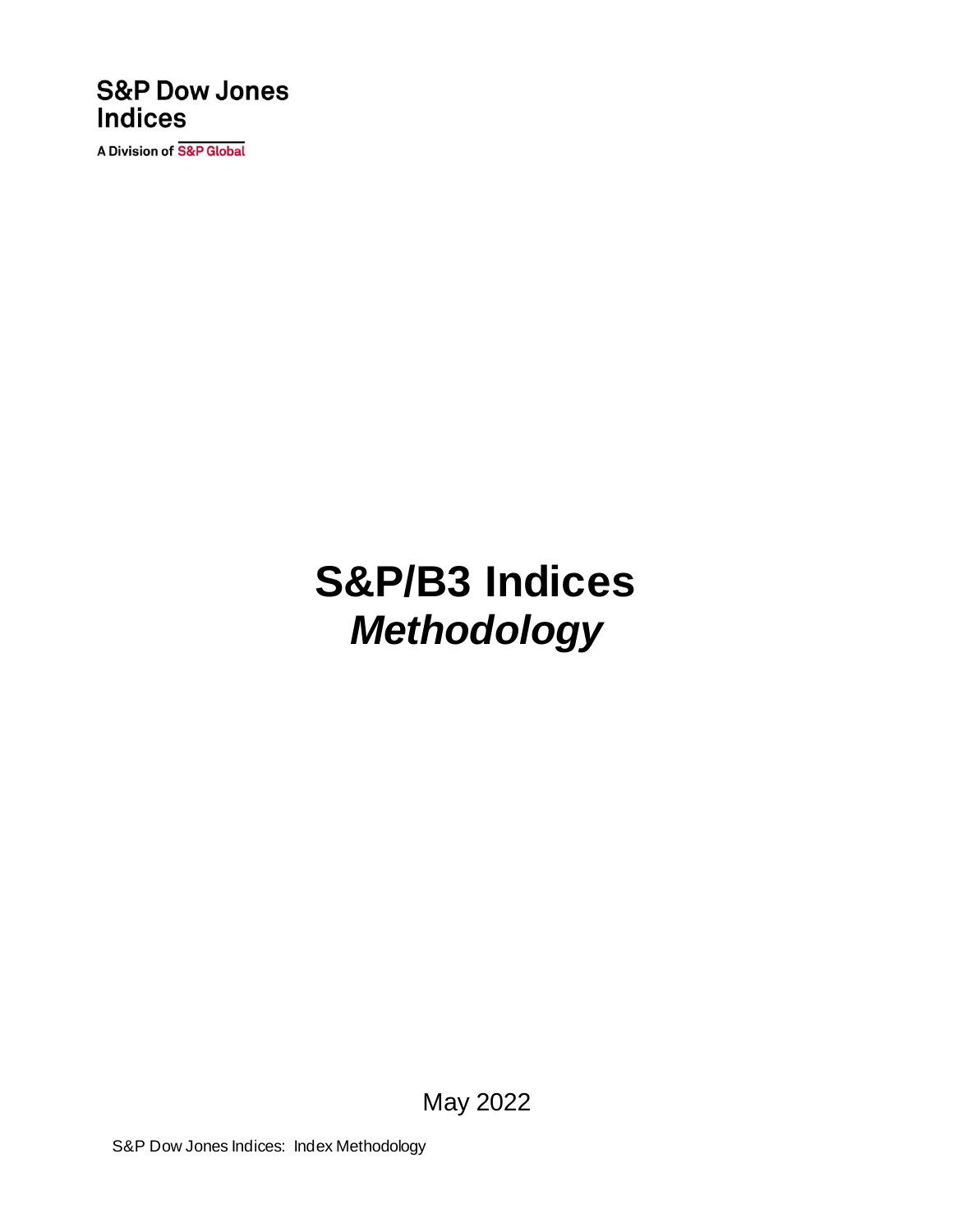S&P Dow Jones Indices

A Division of S&P Global

# S&P/B3 Indices
## *Methodology*

May 2022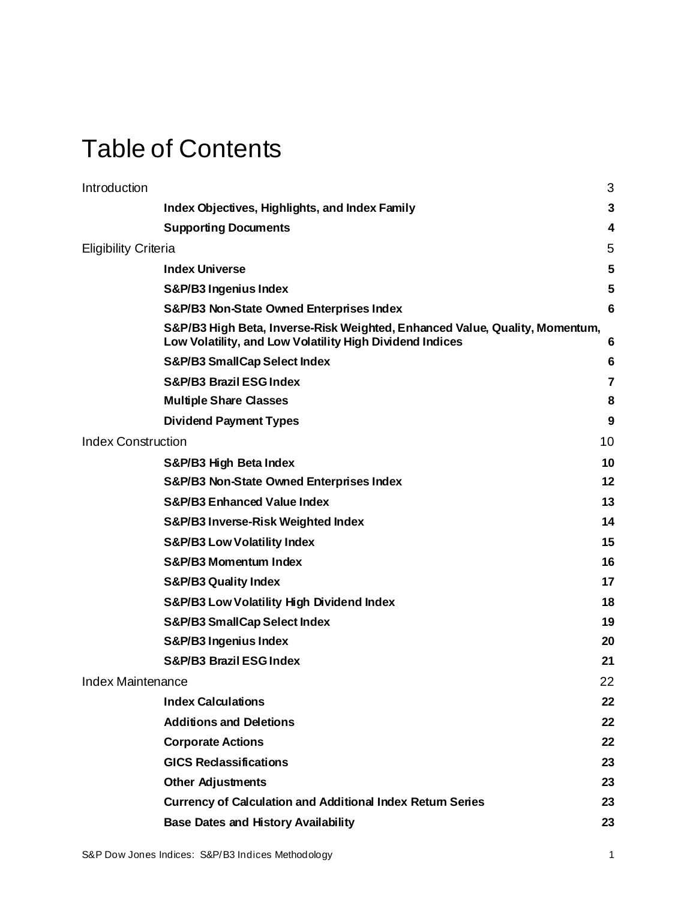# Table of Contents

| | |
|---|---|
| Introduction | 3 |
| **Index Objectives, Highlights, and Index Family** | **3** |
| **Supporting Documents** | **4** |
| Eligibility Criteria | 5 |
| **Index Universe** | **5** |
| **S&P/B3 Ingenius Index** | **5** |
| **S&P/B3 Non-State Owned Enterprises Index** | **6** |
| **S&P/B3 High Beta, Inverse-Risk Weighted, Enhanced Value, Quality, Momentum, Low Volatility, and Low Volatility High Dividend Indices** | **6** |
| **S&P/B3 SmallCap Select Index** | **6** |
| **S&P/B3 Brazil ESG Index** | **7** |
| **Multiple Share Classes** | **8** |
| **Dividend Payment Types** | **9** |
| Index Construction | 10 |
| **S&P/B3 High Beta Index** | **10** |
| **S&P/B3 Non-State Owned Enterprises Index** | **12** |
| **S&P/B3 Enhanced Value Index** | **13** |
| **S&P/B3 Inverse-Risk Weighted Index** | **14** |
| **S&P/B3 Low Volatility Index** | **15** |
| **S&P/B3 Momentum Index** | **16** |
| **S&P/B3 Quality Index** | **17** |
| **S&P/B3 Low Volatility High Dividend Index** | **18** |
| **S&P/B3 SmallCap Select Index** | **19** |
| **S&P/B3 Ingenius Index** | **20** |
| **S&P/B3 Brazil ESG Index** | **21** |
| Index Maintenance | 22 |
| **Index Calculations** | **22** |
| **Additions and Deletions** | **22** |
| **Corporate Actions** | **22** |
| **GICS Reclassifications** | **23** |
| **Other Adjustments** | **23** |
| **Currency of Calculation and Additional Index Return Series** | **23** |
| **Base Dates and History Availability** | **23** |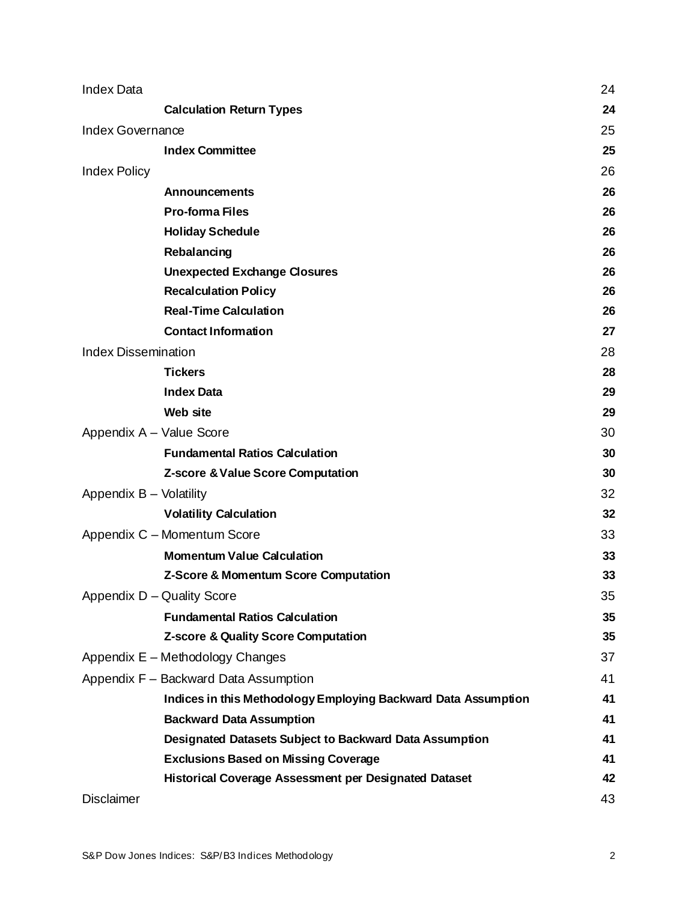| | |
|---|---|
| Index Data | 24 |
| **Calculation Return Types** | **24** |
| Index Governance | 25 |
| **Index Committee** | **25** |
| Index Policy | 26 |
| **Announcements** | **26** |
| **Pro-forma Files** | **26** |
| **Holiday Schedule** | **26** |
| **Rebalancing** | **26** |
| **Unexpected Exchange Closures** | **26** |
| **Recalculation Policy** | **26** |
| **Real-Time Calculation** | **26** |
| **Contact Information** | **27** |
| Index Dissemination | 28 |
| **Tickers** | **28** |
| **Index Data** | **29** |
| **Web site** | **29** |
| Appendix A – Value Score | 30 |
| **Fundamental Ratios Calculation** | **30** |
| **Z-score & Value Score Computation** | **30** |
| Appendix B – Volatility | 32 |
| **Volatility Calculation** | **32** |
| Appendix C – Momentum Score | 33 |
| **Momentum Value Calculation** | **33** |
| **Z-Score & Momentum Score Computation** | **33** |
| Appendix D – Quality Score | 35 |
| **Fundamental Ratios Calculation** | **35** |
| **Z-score & Quality Score Computation** | **35** |
| Appendix E – Methodology Changes | 37 |
| Appendix F – Backward Data Assumption | 41 |
| **Indices in this Methodology Employing Backward Data Assumption** | **41** |
| **Backward Data Assumption** | **41** |
| **Designated Datasets Subject to Backward Data Assumption** | **41** |
| **Exclusions Based on Missing Coverage** | **41** |
| **Historical Coverage Assessment per Designated Dataset** | **42** |
| Disclaimer | 43 |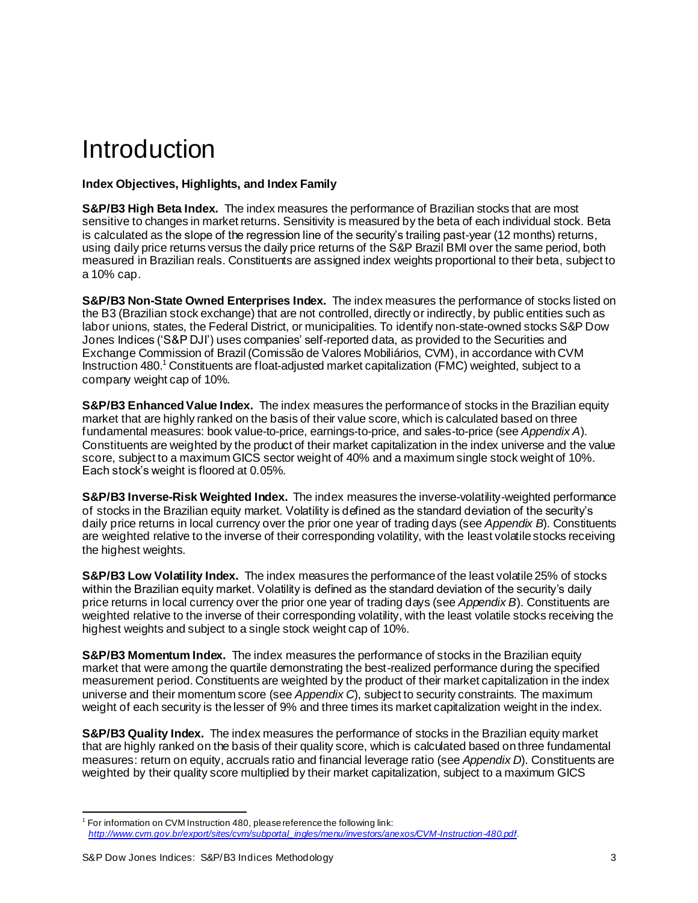# Introduction

**Index Objectives, Highlights, and Index Family**

**S&P/B3 High Beta Index.** The index measures the performance of Brazilian stocks that are most sensitive to changes in market returns. Sensitivity is measured by the beta of each individual stock. Beta is calculated as the slope of the regression line of the security's trailing past-year (12 months) returns, using daily price returns versus the daily price returns of the S&P Brazil BMI over the same period, both measured in Brazilian reals. Constituents are assigned index weights proportional to their beta, subject to a 10% cap.

**S&P/B3 Non-State Owned Enterprises Index.** The index measures the performance of stocks listed on the B3 (Brazilian stock exchange) that are not controlled, directly or indirectly, by public entities such as labor unions, states, the Federal District, or municipalities. To identify non-state-owned stocks S&P Dow Jones Indices ('S&P DJI') uses companies' self-reported data, as provided to the Securities and Exchange Commission of Brazil (Comissão de Valores Mobiliários, CVM), in accordance with CVM Instruction 480.[1] Constituents are float-adjusted market capitalization (FMC) weighted, subject to a company weight cap of 10%.

**S&P/B3 Enhanced Value Index.** The index measures the performance of stocks in the Brazilian equity market that are highly ranked on the basis of their value score, which is calculated based on three fundamental measures: book value-to-price, earnings-to-price, and sales-to-price (see *Appendix A*). Constituents are weighted by the product of their market capitalization in the index universe and the value score, subject to a maximum GICS sector weight of 40% and a maximum single stock weight of 10%. Each stock's weight is floored at 0.05%.

**S&P/B3 Inverse-Risk Weighted Index.** The index measures the inverse-volatility-weighted performance of stocks in the Brazilian equity market. Volatility is defined as the standard deviation of the security's daily price returns in local currency over the prior one year of trading days (see *Appendix B*). Constituents are weighted relative to the inverse of their corresponding volatility, with the least volatile stocks receiving the highest weights.

**S&P/B3 Low Volatility Index.** The index measures the performance of the least volatile 25% of stocks within the Brazilian equity market. Volatility is defined as the standard deviation of the security's daily price returns in local currency over the prior one year of trading days (see *Appendix B*). Constituents are weighted relative to the inverse of their corresponding volatility, with the least volatile stocks receiving the highest weights and subject to a single stock weight cap of 10%.

**S&P/B3 Momentum Index.** The index measures the performance of stocks in the Brazilian equity market that were among the quartile demonstrating the best-realized performance during the specified measurement period. Constituents are weighted by the product of their market capitalization in the index universe and their momentum score (see *Appendix C*), subject to security constraints. The maximum weight of each security is the lesser of 9% and three times its market capitalization weight in the index.

**S&P/B3 Quality Index.** The index measures the performance of stocks in the Brazilian equity market that are highly ranked on the basis of their quality score, which is calculated based on three fundamental measures: return on equity, accruals ratio and financial leverage ratio (see *Appendix D*). Constituents are weighted by their quality score multiplied by their market capitalization, subject to a maximum GICS

[1] For information on CVM Instruction 480, please reference the following link: *http://www.cvm.gov.br/export/sites/cvm/subportal_ingles/menu/investors/anexos/CVM-Instruction-480.pdf*.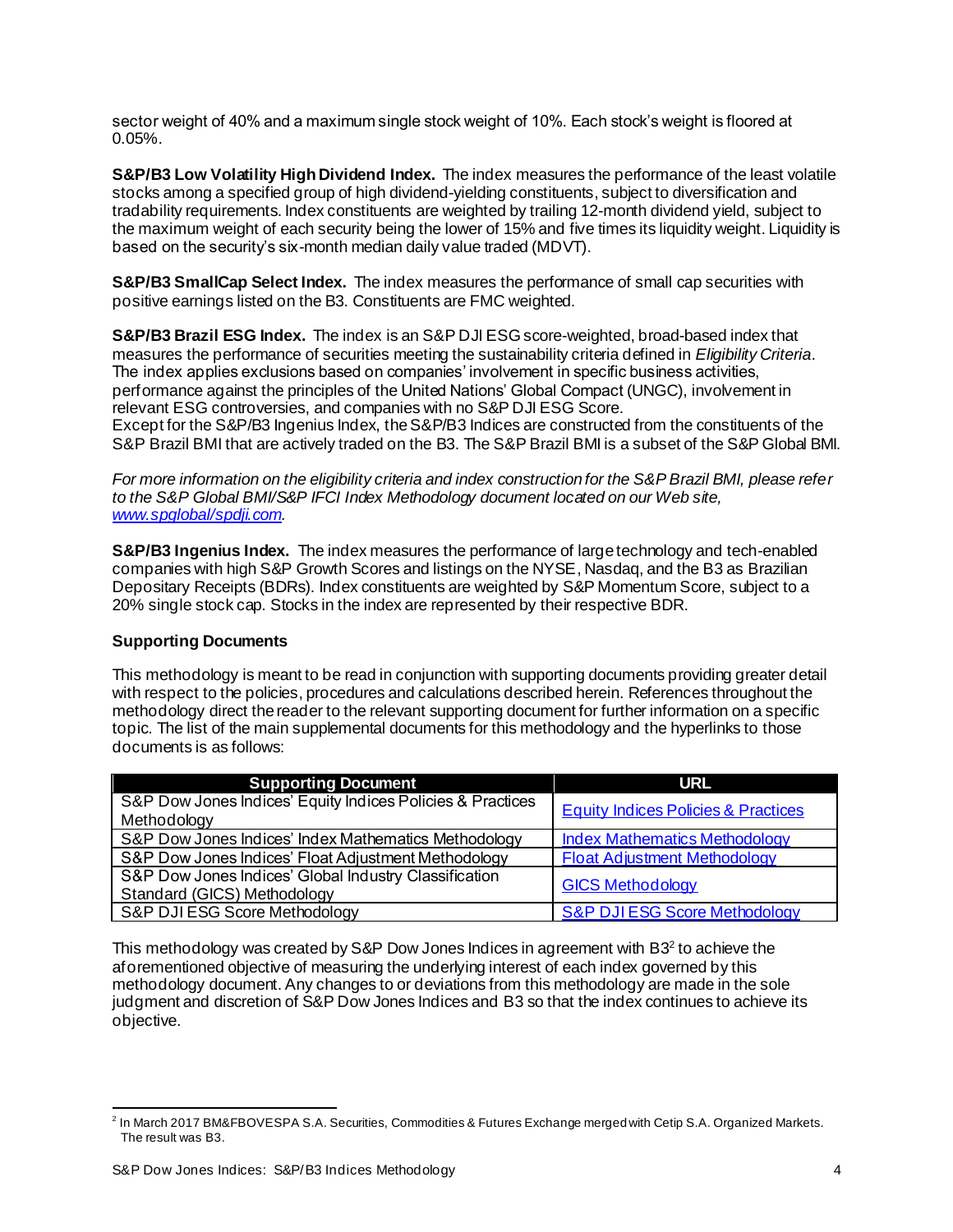sector weight of 40% and a maximum single stock weight of 10%. Each stock's weight is floored at 0.05%.

**S&P/B3 Low Volatility High Dividend Index.** The index measures the performance of the least volatile stocks among a specified group of high dividend-yielding constituents, subject to diversification and tradability requirements. Index constituents are weighted by trailing 12-month dividend yield, subject to the maximum weight of each security being the lower of 15% and five times its liquidity weight. Liquidity is based on the security's six-month median daily value traded (MDVT).

**S&P/B3 SmallCap Select Index.** The index measures the performance of small cap securities with positive earnings listed on the B3. Constituents are FMC weighted.

**S&P/B3 Brazil ESG Index.** The index is an S&P DJI ESG score-weighted, broad-based index that measures the performance of securities meeting the sustainability criteria defined in *Eligibility Criteria*. The index applies exclusions based on companies' involvement in specific business activities, performance against the principles of the United Nations' Global Compact (UNGC), involvement in relevant ESG controversies, and companies with no S&P DJI ESG Score.
Except for the S&P/B3 Ingenius Index, the S&P/B3 Indices are constructed from the constituents of the S&P Brazil BMI that are actively traded on the B3. The S&P Brazil BMI is a subset of the S&P Global BMI.

*For more information on the eligibility criteria and index construction for the S&P Brazil BMI, please refer to the S&P Global BMI/S&P IFCI Index Methodology document located on our Web site, [www.spglobal/spdji.com](www.spglobal/spdji.com).*

**S&P/B3 Ingenius Index.** The index measures the performance of large technology and tech-enabled companies with high S&P Growth Scores and listings on the NYSE, Nasdaq, and the B3 as Brazilian Depositary Receipts (BDRs). Index constituents are weighted by S&P Momentum Score, subject to a 20% single stock cap. Stocks in the index are represented by their respective BDR.

**Supporting Documents**

This methodology is meant to be read in conjunction with supporting documents providing greater detail with respect to the policies, procedures and calculations described herein. References throughout the methodology direct the reader to the relevant supporting document for further information on a specific topic. The list of the main supplemental documents for this methodology and the hyperlinks to those documents is as follows:

| Supporting Document | URL |
|---|---|
| S&P Dow Jones Indices' Equity Indices Policies & Practices Methodology | Equity Indices Policies & Practices |
| S&P Dow Jones Indices' Index Mathematics Methodology | Index Mathematics Methodology |
| S&P Dow Jones Indices' Float Adjustment Methodology | Float Adjustment Methodology |
| S&P Dow Jones Indices' Global Industry Classification Standard (GICS) Methodology | GICS Methodology |
| S&P DJI ESG Score Methodology | S&P DJI ESG Score Methodology |

This methodology was created by S&P Dow Jones Indices in agreement with B3[2] to achieve the aforementioned objective of measuring the underlying interest of each index governed by this methodology document. Any changes to or deviations from this methodology are made in the sole judgment and discretion of S&P Dow Jones Indices and B3 so that the index continues to achieve its objective.

[2] In March 2017 BM&FBOVESPA S.A. Securities, Commodities & Futures Exchange merged with Cetip S.A. Organized Markets. The result was B3.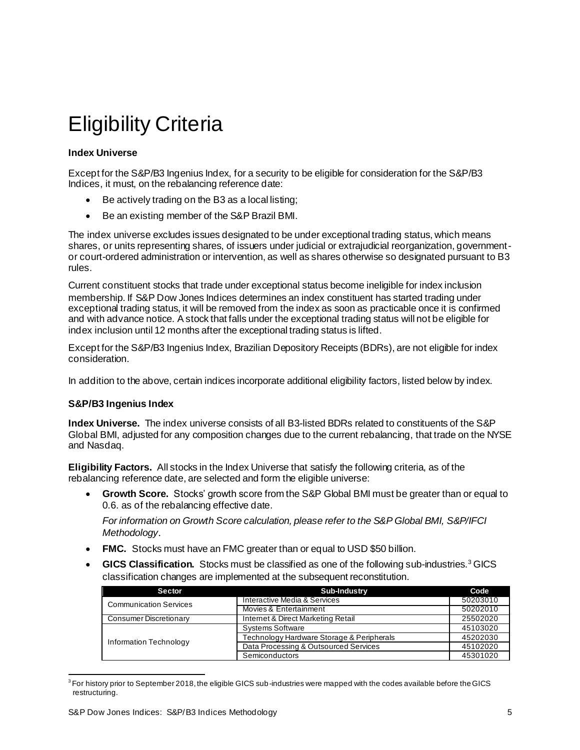# Eligibility Criteria

**Index Universe**

Except for the S&P/B3 Ingenius Index, for a security to be eligible for consideration for the S&P/B3 Indices, it must, on the rebalancing reference date:

- Be actively trading on the B3 as a local listing;
- Be an existing member of the S&P Brazil BMI.

The index universe excludes issues designated to be under exceptional trading status, which means shares, or units representing shares, of issuers under judicial or extrajudicial reorganization, government- or court-ordered administration or intervention, as well as shares otherwise so designated pursuant to B3 rules.

Current constituent stocks that trade under exceptional status become ineligible for index inclusion membership. If S&P Dow Jones Indices determines an index constituent has started trading under exceptional trading status, it will be removed from the index as soon as practicable once it is confirmed and with advance notice. A stock that falls under the exceptional trading status will not be eligible for index inclusion until 12 months after the exceptional trading status is lifted.

Except for the S&P/B3 Ingenius Index, Brazilian Depository Receipts (BDRs), are not eligible for index consideration.

In addition to the above, certain indices incorporate additional eligibility factors, listed below by index.

**S&P/B3 Ingenius Index**

**Index Universe.** The index universe consists of all B3-listed BDRs related to constituents of the S&P Global BMI, adjusted for any composition changes due to the current rebalancing, that trade on the NYSE and Nasdaq.

**Eligibility Factors.** All stocks in the Index Universe that satisfy the following criteria, as of the rebalancing reference date, are selected and form the eligible universe:

- **Growth Score.** Stocks' growth score from the S&P Global BMI must be greater than or equal to 0.6. as of the rebalancing effective date.

  *For information on Growth Score calculation, please refer to the S&P Global BMI, S&P/IFCI Methodology*.

- **FMC.** Stocks must have an FMC greater than or equal to USD $50 billion.
- **GICS Classification.** Stocks must be classified as one of the following sub-industries.[3] GICS classification changes are implemented at the subsequent reconstitution.

| Sector | Sub-Industry | Code |
|---|---|---|
| Communication Services | Interactive Media & Services | 50203010 |
| | Movies & Entertainment | 50202010 |
| Consumer Discretionary | Internet & Direct Marketing Retail | 25502020 |
| Information Technology | Systems Software | 45103020 |
| | Technology Hardware Storage & Peripherals | 45202030 |
| | Data Processing & Outsourced Services | 45102020 |
| | Semiconductors | 45301020 |

[3] For history prior to September 2018, the eligible GICS sub-industries were mapped with the codes available before the GICS restructuring.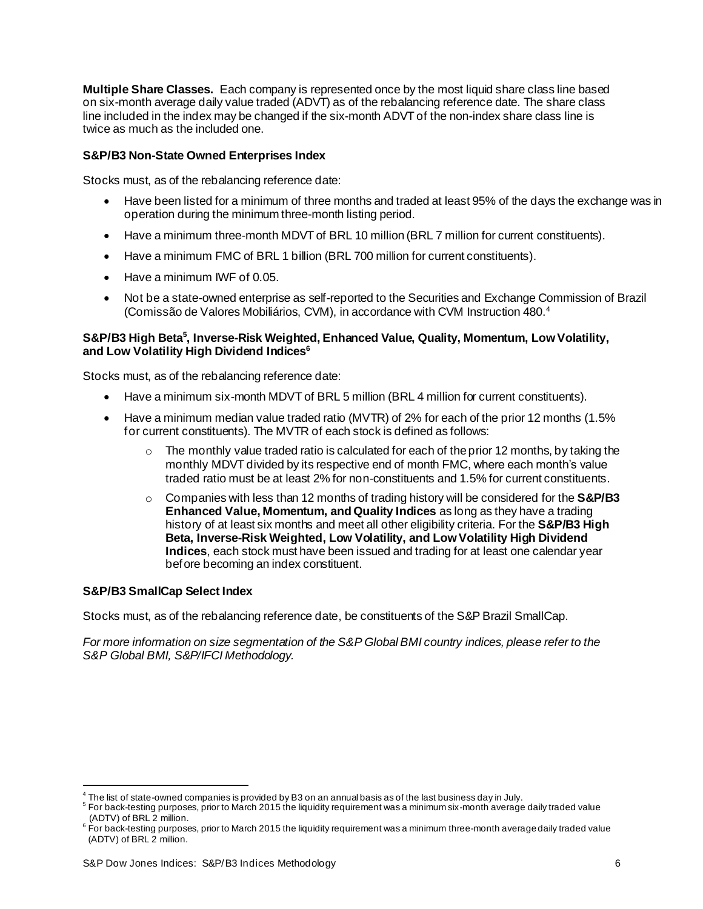**Multiple Share Classes.** Each company is represented once by the most liquid share class line based on six-month average daily value traded (ADVT) as of the rebalancing reference date. The share class line included in the index may be changed if the six-month ADVT of the non-index share class line is twice as much as the included one.

**S&P/B3 Non-State Owned Enterprises Index**

Stocks must, as of the rebalancing reference date:

- Have been listed for a minimum of three months and traded at least 95% of the days the exchange was in operation during the minimum three-month listing period.
- Have a minimum three-month MDVT of BRL 10 million (BRL 7 million for current constituents).
- Have a minimum FMC of BRL 1 billion (BRL 700 million for current constituents).
- Have a minimum IWF of 0.05.
- Not be a state-owned enterprise as self-reported to the Securities and Exchange Commission of Brazil (Comissão de Valores Mobiliários, CVM), in accordance with CVM Instruction 480.[4]

**S&P/B3 High Beta[5], Inverse-Risk Weighted, Enhanced Value, Quality, Momentum, Low Volatility, and Low Volatility High Dividend Indices[6]**

Stocks must, as of the rebalancing reference date:

- Have a minimum six-month MDVT of BRL 5 million (BRL 4 million for current constituents).
- Have a minimum median value traded ratio (MVTR) of 2% for each of the prior 12 months (1.5% for current constituents). The MVTR of each stock is defined as follows:
  - The monthly value traded ratio is calculated for each of the prior 12 months, by taking the monthly MDVT divided by its respective end of month FMC, where each month's value traded ratio must be at least 2% for non-constituents and 1.5% for current constituents.
  - Companies with less than 12 months of trading history will be considered for the **S&P/B3 Enhanced Value, Momentum, and Quality Indices** as long as they have a trading history of at least six months and meet all other eligibility criteria. For the **S&P/B3 High Beta, Inverse-Risk Weighted, Low Volatility, and Low Volatility High Dividend Indices**, each stock must have been issued and trading for at least one calendar year before becoming an index constituent.

**S&P/B3 SmallCap Select Index**

Stocks must, as of the rebalancing reference date, be constituents of the S&P Brazil SmallCap.

*For more information on size segmentation of the S&P Global BMI country indices, please refer to the S&P Global BMI, S&P/IFCI Methodology.*

---

[4] The list of state-owned companies is provided by B3 on an annual basis as of the last business day in July.

[5] For back-testing purposes, prior to March 2015 the liquidity requirement was a minimum six-month average daily traded value (ADTV) of BRL 2 million.

[6] For back-testing purposes, prior to March 2015 the liquidity requirement was a minimum three-month average daily traded value (ADTV) of BRL 2 million.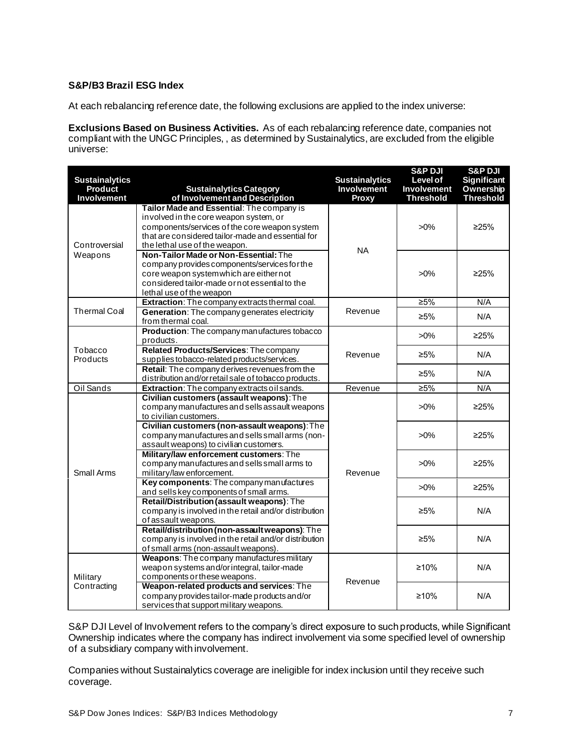**S&P/B3 Brazil ESG Index**

At each rebalancing reference date, the following exclusions are applied to the index universe:

**Exclusions Based on Business Activities.** As of each rebalancing reference date, companies not compliant with the UNGC Principles, , as determined by Sustainalytics, are excluded from the eligible universe:

| Sustainalytics Product Involvement | Sustainalytics Category of Involvement and Description | Sustainalytics Involvement Proxy | S&P DJI Level of Involvement Threshold | S&P DJI Significant Ownership Threshold |
|---|---|---|---|---|
| Controversial Weapons | **Tailor Made and Essential**: The company is involved in the core weapon system, or components/services of the core weapon system that are considered tailor-made and essential for the lethal use of the weapon. | NA | >0% | ≥25% |
| | **Non-Tailor Made or Non-Essential:** The company provides components/services for the core weapon system which are either not considered tailor-made or not essential to the lethal use of the weapon | | >0% | ≥25% |
| Thermal Coal | **Extraction**: The company extracts thermal coal. | Revenue | ≥5% | N/A |
| | **Generation**: The company generates electricity from thermal coal. | | ≥5% | N/A |
| Tobacco Products | **Production**: The company manufactures tobacco products. | Revenue | >0% | ≥25% |
| | **Related Products/Services**: The company supplies tobacco-related products/services. | | ≥5% | N/A |
| | **Retail**: The company derives revenues from the distribution and/or retail sale of tobacco products. | | ≥5% | N/A |
| Oil Sands | **Extraction**: The company extracts oil sands. | Revenue | ≥5% | N/A |
| Small Arms | **Civilian customers (assault weapons)**: The company manufactures and sells assault weapons to civilian customers. | Revenue | >0% | ≥25% |
| | **Civilian customers (non-assault weapons)**: The company manufactures and sells small arms (non-assault weapons) to civilian customers. | | >0% | ≥25% |
| | **Military/law enforcement customers**: The company manufactures and sells small arms to military/law enforcement. | | >0% | ≥25% |
| | **Key components**: The company manufactures and sells key components of small arms. | | >0% | ≥25% |
| | **Retail/Distribution (assault weapons)**: The company is involved in the retail and/or distribution of assault weapons. | | ≥5% | N/A |
| | **Retail/distribution (non-assault weapons)**: The company is involved in the retail and/or distribution of small arms (non-assault weapons). | | ≥5% | N/A |
| Military Contracting | **Weapons**: The company manufactures military weapon systems and/or integral, tailor-made components or these weapons. | Revenue | ≥10% | N/A |
| | **Weapon-related products and services**: The company provides tailor-made products and/or services that support military weapons. | | ≥10% | N/A |

S&P DJI Level of Involvement refers to the company's direct exposure to such products, while Significant Ownership indicates where the company has indirect involvement via some specified level of ownership of a subsidiary company with involvement.

Companies without Sustainalytics coverage are ineligible for index inclusion until they receive such coverage.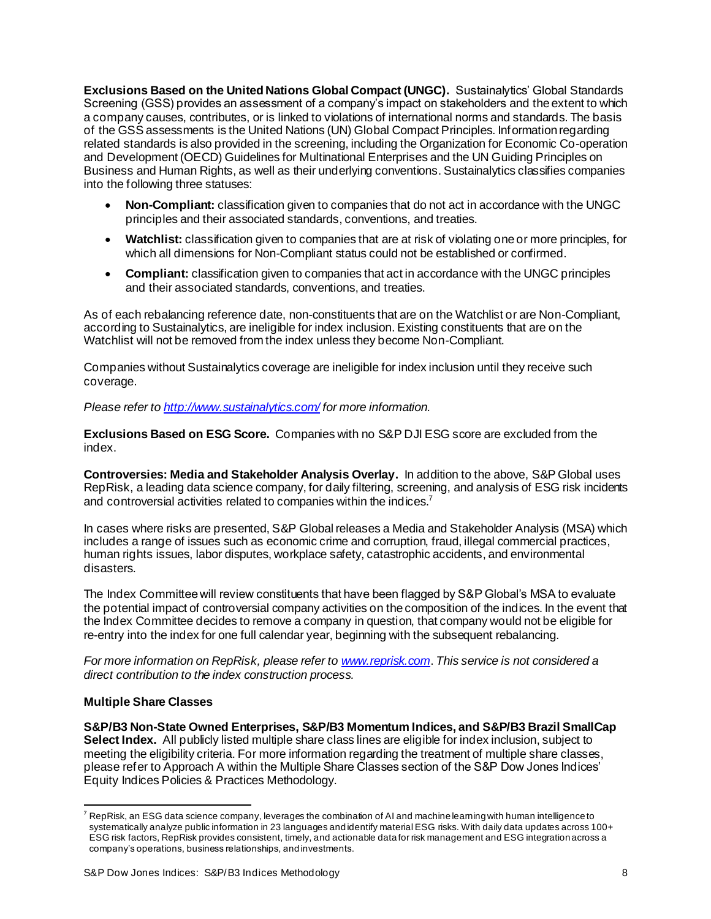**Exclusions Based on the United Nations Global Compact (UNGC).** Sustainalytics' Global Standards Screening (GSS) provides an assessment of a company's impact on stakeholders and the extent to which a company causes, contributes, or is linked to violations of international norms and standards. The basis of the GSS assessments is the United Nations (UN) Global Compact Principles. Information regarding related standards is also provided in the screening, including the Organization for Economic Co-operation and Development (OECD) Guidelines for Multinational Enterprises and the UN Guiding Principles on Business and Human Rights, as well as their underlying conventions. Sustainalytics classifies companies into the following three statuses:

- **Non-Compliant:** classification given to companies that do not act in accordance with the UNGC principles and their associated standards, conventions, and treaties.
- **Watchlist:** classification given to companies that are at risk of violating one or more principles, for which all dimensions for Non-Compliant status could not be established or confirmed.
- **Compliant:** classification given to companies that act in accordance with the UNGC principles and their associated standards, conventions, and treaties.

As of each rebalancing reference date, non-constituents that are on the Watchlist or are Non-Compliant, according to Sustainalytics, are ineligible for index inclusion. Existing constituents that are on the Watchlist will not be removed from the index unless they become Non-Compliant.

Companies without Sustainalytics coverage are ineligible for index inclusion until they receive such coverage.

*Please refer to http://www.sustainalytics.com/ for more information.*

**Exclusions Based on ESG Score.** Companies with no S&P DJI ESG score are excluded from the index.

**Controversies: Media and Stakeholder Analysis Overlay.** In addition to the above, S&P Global uses RepRisk, a leading data science company, for daily filtering, screening, and analysis of ESG risk incidents and controversial activities related to companies within the indices.[7]

In cases where risks are presented, S&P Global releases a Media and Stakeholder Analysis (MSA) which includes a range of issues such as economic crime and corruption, fraud, illegal commercial practices, human rights issues, labor disputes, workplace safety, catastrophic accidents, and environmental disasters.

The Index Committee will review constituents that have been flagged by S&P Global's MSA to evaluate the potential impact of controversial company activities on the composition of the indices. In the event that the Index Committee decides to remove a company in question, that company would not be eligible for re-entry into the index for one full calendar year, beginning with the subsequent rebalancing.

*For more information on RepRisk, please refer to www.reprisk.com. This service is not considered a direct contribution to the index construction process.*

### Multiple Share Classes

**S&P/B3 Non-State Owned Enterprises, S&P/B3 Momentum Indices, and S&P/B3 Brazil SmallCap Select Index.** All publicly listed multiple share class lines are eligible for index inclusion, subject to meeting the eligibility criteria. For more information regarding the treatment of multiple share classes, please refer to Approach A within the Multiple Share Classes section of the S&P Dow Jones Indices' Equity Indices Policies & Practices Methodology.

[7] RepRisk, an ESG data science company, leverages the combination of AI and machine learning with human intelligence to systematically analyze public information in 23 languages and identify material ESG risks. With daily data updates across 100+ ESG risk factors, RepRisk provides consistent, timely, and actionable data for risk management and ESG integration across a company's operations, business relationships, and investments.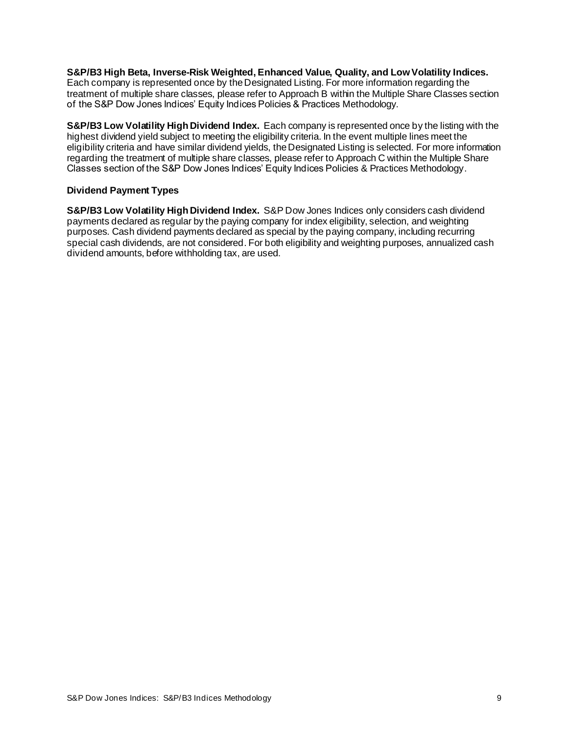**S&P/B3 High Beta, Inverse-Risk Weighted, Enhanced Value, Quality, and Low Volatility Indices.** Each company is represented once by the Designated Listing. For more information regarding the treatment of multiple share classes, please refer to Approach B within the Multiple Share Classes section of the S&P Dow Jones Indices' Equity Indices Policies & Practices Methodology.

**S&P/B3 Low Volatility High Dividend Index.** Each company is represented once by the listing with the highest dividend yield subject to meeting the eligibility criteria. In the event multiple lines meet the eligibility criteria and have similar dividend yields, the Designated Listing is selected. For more information regarding the treatment of multiple share classes, please refer to Approach C within the Multiple Share Classes section of the S&P Dow Jones Indices' Equity Indices Policies & Practices Methodology.

### Dividend Payment Types

**S&P/B3 Low Volatility High Dividend Index.** S&P Dow Jones Indices only considers cash dividend payments declared as regular by the paying company for index eligibility, selection, and weighting purposes. Cash dividend payments declared as special by the paying company, including recurring special cash dividends, are not considered. For both eligibility and weighting purposes, annualized cash dividend amounts, before withholding tax, are used.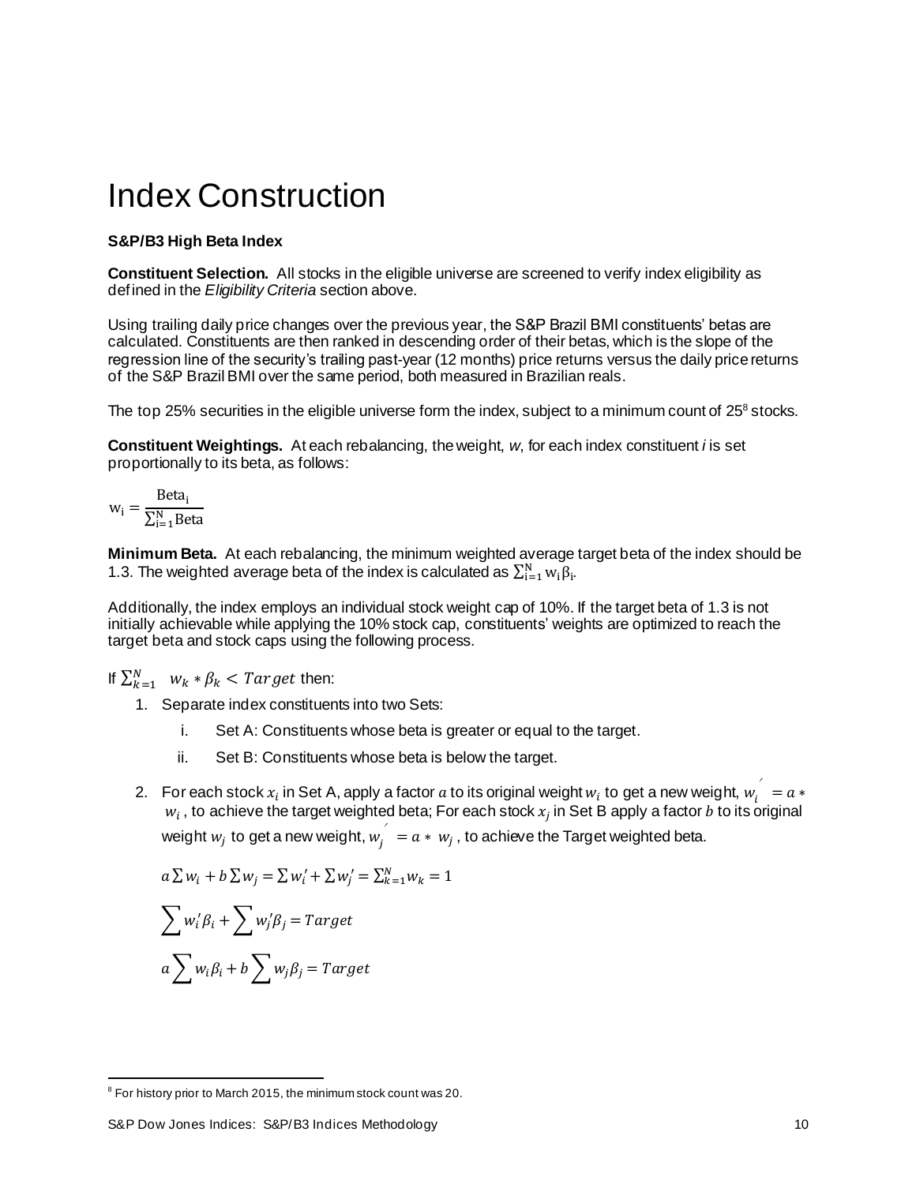# Index Construction

**S&P/B3 High Beta Index**

**Constituent Selection.** All stocks in the eligible universe are screened to verify index eligibility as defined in the *Eligibility Criteria* section above.

Using trailing daily price changes over the previous year, the S&P Brazil BMI constituents' betas are calculated. Constituents are then ranked in descending order of their betas, which is the slope of the regression line of the security's trailing past-year (12 months) price returns versus the daily price returns of the S&P Brazil BMI over the same period, both measured in Brazilian reals.

The top 25% securities in the eligible universe form the index, subject to a minimum count of 25[8] stocks.

**Constituent Weightings.** At each rebalancing, the weight, *w*, for each index constituent *i* is set proportionally to its beta, as follows:

$$w_i = \frac{\text{Beta}_i}{\sum_{i=1}^{N} \text{Beta}}$$

**Minimum Beta.** At each rebalancing, the minimum weighted average target beta of the index should be 1.3. The weighted average beta of the index is calculated as $\sum_{i=1}^{N} w_i \beta_i$.

Additionally, the index employs an individual stock weight cap of 10%. If the target beta of 1.3 is not initially achievable while applying the 10% stock cap, constituents' weights are optimized to reach the target beta and stock caps using the following process.

If $\sum_{k=1}^{N} \; w_k * \beta_k < Target$ then:

1. Separate index constituents into two Sets:
   1. Set A: Constituents whose beta is greater or equal to the target.
   2. Set B: Constituents whose beta is below the target.
2. For each stock $x_i$ in Set A, apply a factor $a$ to its original weight $w_i$ to get a new weight, $w_i^{'} = a * w_i$, to achieve the target weighted beta; For each stock $x_j$ in Set B apply a factor $b$ to its original weight $w_j$ to get a new weight, $w_j^{'} = a * w_j$, to achieve the Target weighted beta.

   $$a \sum w_i + b \sum w_j = \sum w_i' + \sum w_j' = \sum_{k=1}^{N} w_k = 1$$

   $$\sum w_i' \beta_i + \sum w_j' \beta_j = Target$$

   $$a \sum w_i \beta_i + b \sum w_j \beta_j = Target$$

---

[8] For history prior to March 2015, the minimum stock count was 20.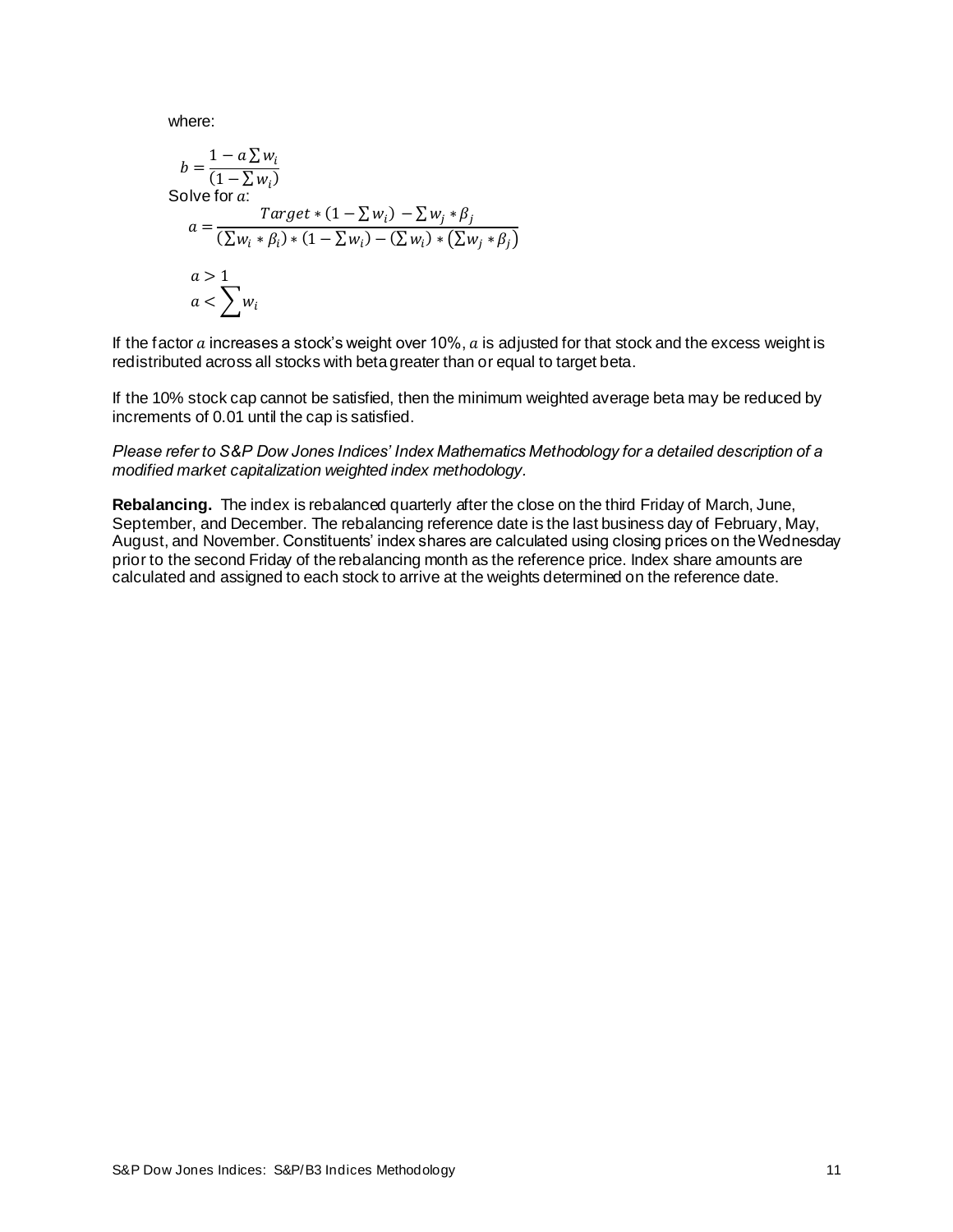where:

$$b = \frac{1 - a \sum w_i}{(1 - \sum w_i)}$$

Solve for $a$:

$$a = \frac{Target * (1 - \sum w_i) - \sum w_j * \beta_j}{(\sum w_i * \beta_i) * (1 - \sum w_i) - (\sum w_i) * (\sum w_j * \beta_j)}$$

$$a > 1$$

$$a < \sum w_i$$

If the factor $a$ increases a stock's weight over 10%, $a$ is adjusted for that stock and the excess weight is redistributed across all stocks with beta greater than or equal to target beta.

If the 10% stock cap cannot be satisfied, then the minimum weighted average beta may be reduced by increments of 0.01 until the cap is satisfied.

*Please refer to S&P Dow Jones Indices' Index Mathematics Methodology for a detailed description of a modified market capitalization weighted index methodology.*

**Rebalancing.** The index is rebalanced quarterly after the close on the third Friday of March, June, September, and December. The rebalancing reference date is the last business day of February, May, August, and November. Constituents' index shares are calculated using closing prices on the Wednesday prior to the second Friday of the rebalancing month as the reference price. Index share amounts are calculated and assigned to each stock to arrive at the weights determined on the reference date.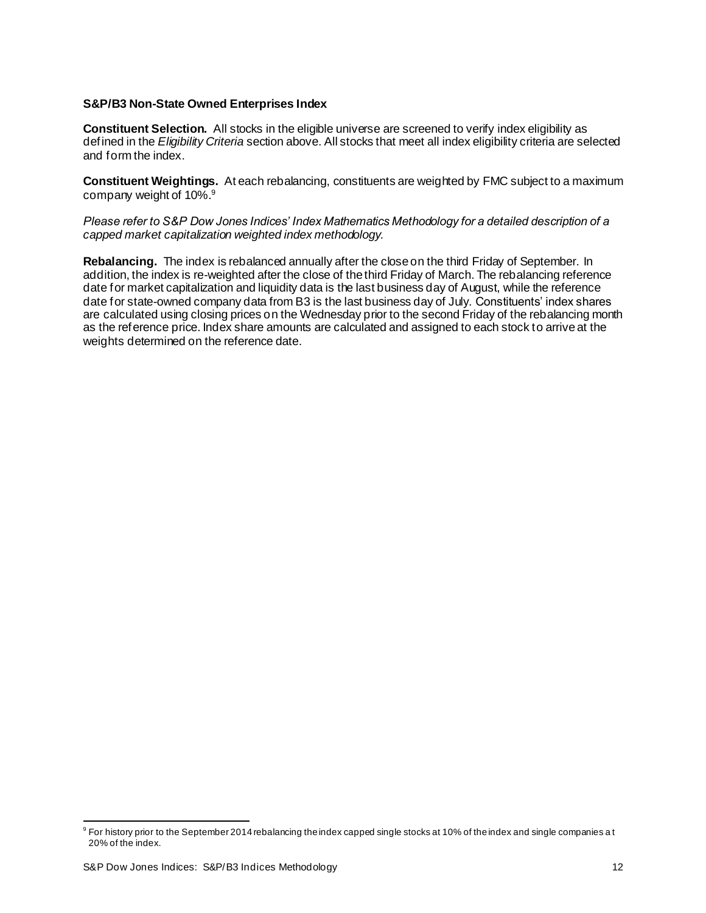### S&P/B3 Non-State Owned Enterprises Index

**Constituent Selection.** All stocks in the eligible universe are screened to verify index eligibility as defined in the *Eligibility Criteria* section above. All stocks that meet all index eligibility criteria are selected and form the index.

**Constituent Weightings.** At each rebalancing, constituents are weighted by FMC subject to a maximum company weight of 10%.[9]

*Please refer to S&P Dow Jones Indices' Index Mathematics Methodology for a detailed description of a capped market capitalization weighted index methodology.*

**Rebalancing.** The index is rebalanced annually after the close on the third Friday of September. In addition, the index is re-weighted after the close of the third Friday of March. The rebalancing reference date for market capitalization and liquidity data is the last business day of August, while the reference date for state-owned company data from B3 is the last business day of July. Constituents' index shares are calculated using closing prices on the Wednesday prior to the second Friday of the rebalancing month as the reference price. Index share amounts are calculated and assigned to each stock to arrive at the weights determined on the reference date.

[9] For history prior to the September 2014 rebalancing the index capped single stocks at 10% of the index and single companies at 20% of the index.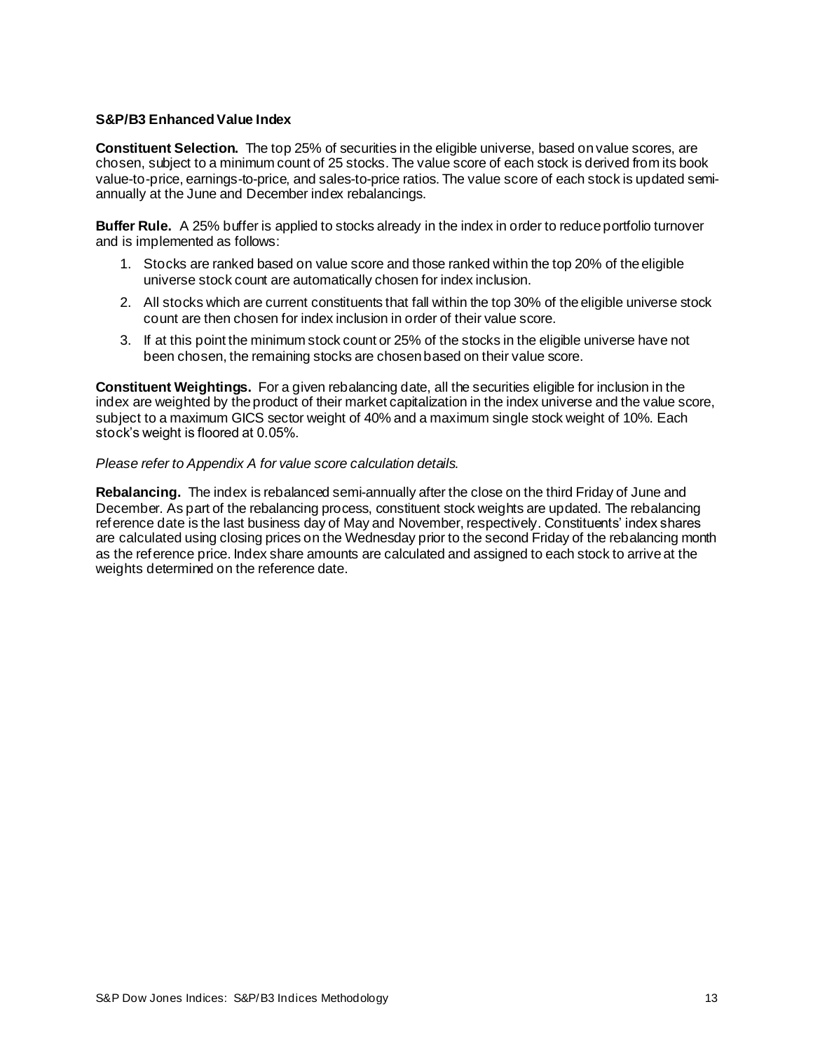### S&P/B3 Enhanced Value Index

**Constituent Selection.** The top 25% of securities in the eligible universe, based on value scores, are chosen, subject to a minimum count of 25 stocks. The value score of each stock is derived from its book value-to-price, earnings-to-price, and sales-to-price ratios. The value score of each stock is updated semi-annually at the June and December index rebalancings.

**Buffer Rule.** A 25% buffer is applied to stocks already in the index in order to reduce portfolio turnover and is implemented as follows:

1. Stocks are ranked based on value score and those ranked within the top 20% of the eligible universe stock count are automatically chosen for index inclusion.
2. All stocks which are current constituents that fall within the top 30% of the eligible universe stock count are then chosen for index inclusion in order of their value score.
3. If at this point the minimum stock count or 25% of the stocks in the eligible universe have not been chosen, the remaining stocks are chosen based on their value score.

**Constituent Weightings.** For a given rebalancing date, all the securities eligible for inclusion in the index are weighted by the product of their market capitalization in the index universe and the value score, subject to a maximum GICS sector weight of 40% and a maximum single stock weight of 10%. Each stock's weight is floored at 0.05%.

*Please refer to Appendix A for value score calculation details.*

**Rebalancing.** The index is rebalanced semi-annually after the close on the third Friday of June and December. As part of the rebalancing process, constituent stock weights are updated. The rebalancing reference date is the last business day of May and November, respectively. Constituents' index shares are calculated using closing prices on the Wednesday prior to the second Friday of the rebalancing month as the reference price. Index share amounts are calculated and assigned to each stock to arrive at the weights determined on the reference date.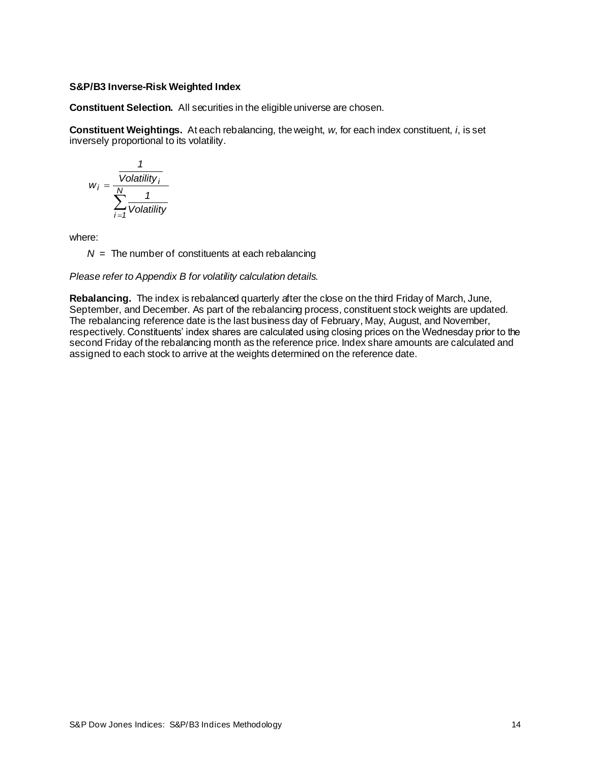**S&P/B3 Inverse-Risk Weighted Index**

**Constituent Selection.** All securities in the eligible universe are chosen.

**Constituent Weightings.** At each rebalancing, the weight, *w*, for each index constituent, *i*, is set inversely proportional to its volatility.

$$w_i = \frac{\frac{1}{Volatility_i}}{\sum_{i=1}^{N} \frac{1}{Volatility}}$$

where:

$N$ = The number of constituents at each rebalancing

*Please refer to Appendix B for volatility calculation details.*

**Rebalancing.** The index is rebalanced quarterly after the close on the third Friday of March, June, September, and December. As part of the rebalancing process, constituent stock weights are updated. The rebalancing reference date is the last business day of February, May, August, and November, respectively. Constituents' index shares are calculated using closing prices on the Wednesday prior to the second Friday of the rebalancing month as the reference price. Index share amounts are calculated and assigned to each stock to arrive at the weights determined on the reference date.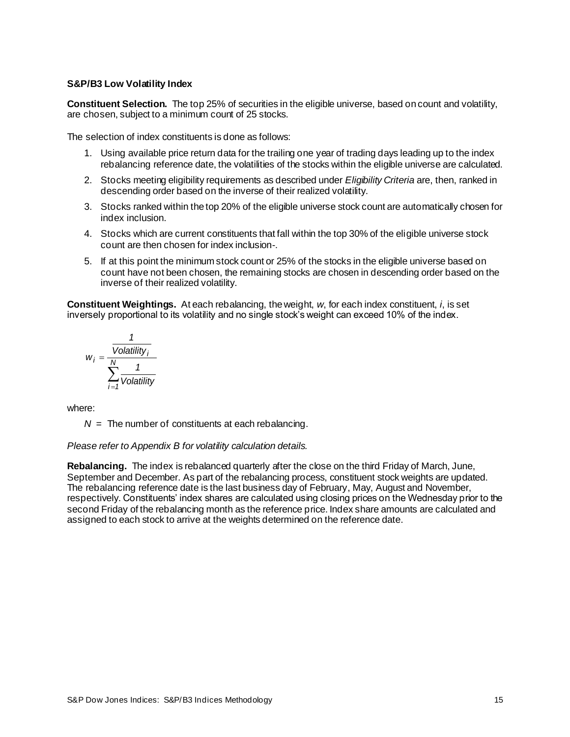**S&P/B3 Low Volatility Index**

**Constituent Selection.** The top 25% of securities in the eligible universe, based on count and volatility, are chosen, subject to a minimum count of 25 stocks.

The selection of index constituents is done as follows:

1. Using available price return data for the trailing one year of trading days leading up to the index rebalancing reference date, the volatilities of the stocks within the eligible universe are calculated.
2. Stocks meeting eligibility requirements as described under *Eligibility Criteria* are, then, ranked in descending order based on the inverse of their realized volatility.
3. Stocks ranked within the top 20% of the eligible universe stock count are automatically chosen for index inclusion.
4. Stocks which are current constituents that fall within the top 30% of the eligible universe stock count are then chosen for index inclusion-.
5. If at this point the minimum stock count or 25% of the stocks in the eligible universe based on count have not been chosen, the remaining stocks are chosen in descending order based on the inverse of their realized volatility.

**Constituent Weightings.** At each rebalancing, the weight, *w*, for each index constituent, *i*, is set inversely proportional to its volatility and no single stock's weight can exceed 10% of the index.

$$w_i = \frac{\frac{1}{Volatility_i}}{\sum_{i=1}^{N} \frac{1}{Volatility}}$$

where:

$N$ = The number of constituents at each rebalancing.

*Please refer to Appendix B for volatility calculation details.*

**Rebalancing.** The index is rebalanced quarterly after the close on the third Friday of March, June, September and December. As part of the rebalancing process, constituent stock weights are updated. The rebalancing reference date is the last business day of February, May, August and November, respectively. Constituents' index shares are calculated using closing prices on the Wednesday prior to the second Friday of the rebalancing month as the reference price. Index share amounts are calculated and assigned to each stock to arrive at the weights determined on the reference date.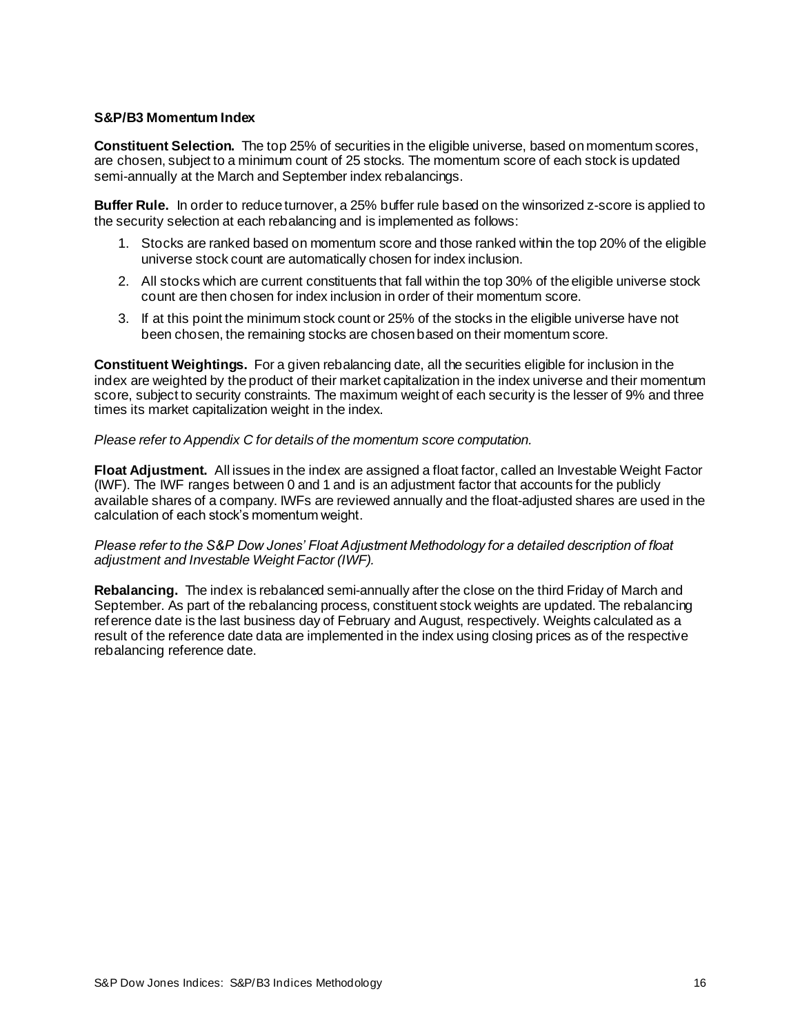### S&P/B3 Momentum Index

**Constituent Selection.** The top 25% of securities in the eligible universe, based on momentum scores, are chosen, subject to a minimum count of 25 stocks. The momentum score of each stock is updated semi-annually at the March and September index rebalancings.

**Buffer Rule.** In order to reduce turnover, a 25% buffer rule based on the winsorized z-score is applied to the security selection at each rebalancing and is implemented as follows:

1. Stocks are ranked based on momentum score and those ranked within the top 20% of the eligible universe stock count are automatically chosen for index inclusion.
2. All stocks which are current constituents that fall within the top 30% of the eligible universe stock count are then chosen for index inclusion in order of their momentum score.
3. If at this point the minimum stock count or 25% of the stocks in the eligible universe have not been chosen, the remaining stocks are chosen based on their momentum score.

**Constituent Weightings.** For a given rebalancing date, all the securities eligible for inclusion in the index are weighted by the product of their market capitalization in the index universe and their momentum score, subject to security constraints. The maximum weight of each security is the lesser of 9% and three times its market capitalization weight in the index.

*Please refer to Appendix C for details of the momentum score computation.*

**Float Adjustment.** All issues in the index are assigned a float factor, called an Investable Weight Factor (IWF). The IWF ranges between 0 and 1 and is an adjustment factor that accounts for the publicly available shares of a company. IWFs are reviewed annually and the float-adjusted shares are used in the calculation of each stock's momentum weight.

*Please refer to the S&P Dow Jones' Float Adjustment Methodology for a detailed description of float adjustment and Investable Weight Factor (IWF).*

**Rebalancing.** The index is rebalanced semi-annually after the close on the third Friday of March and September. As part of the rebalancing process, constituent stock weights are updated. The rebalancing reference date is the last business day of February and August, respectively. Weights calculated as a result of the reference date data are implemented in the index using closing prices as of the respective rebalancing reference date.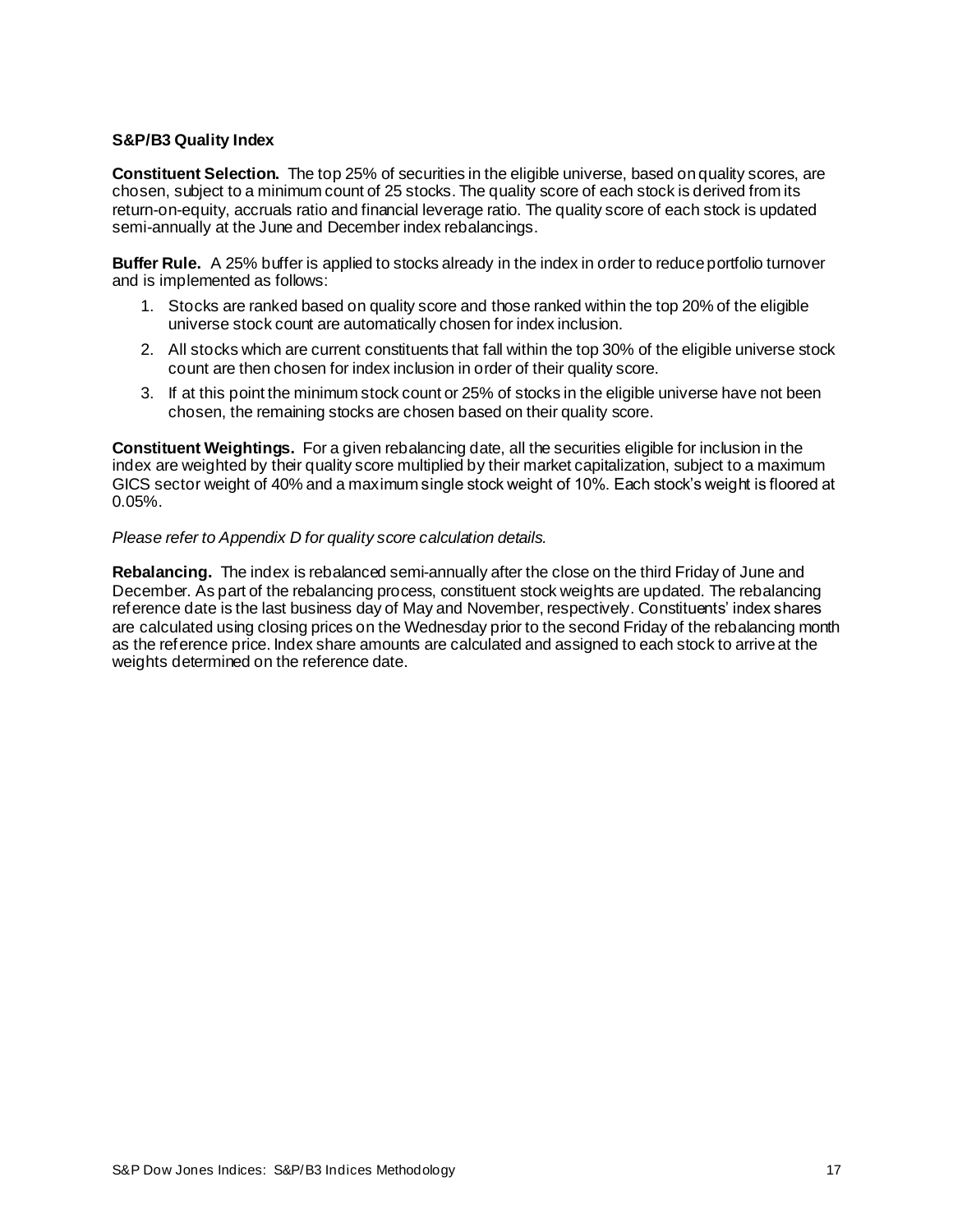### S&P/B3 Quality Index

**Constituent Selection.** The top 25% of securities in the eligible universe, based on quality scores, are chosen, subject to a minimum count of 25 stocks. The quality score of each stock is derived from its return-on-equity, accruals ratio and financial leverage ratio. The quality score of each stock is updated semi-annually at the June and December index rebalancings.

**Buffer Rule.** A 25% buffer is applied to stocks already in the index in order to reduce portfolio turnover and is implemented as follows:

1. Stocks are ranked based on quality score and those ranked within the top 20% of the eligible universe stock count are automatically chosen for index inclusion.
2. All stocks which are current constituents that fall within the top 30% of the eligible universe stock count are then chosen for index inclusion in order of their quality score.
3. If at this point the minimum stock count or 25% of stocks in the eligible universe have not been chosen, the remaining stocks are chosen based on their quality score.

**Constituent Weightings.** For a given rebalancing date, all the securities eligible for inclusion in the index are weighted by their quality score multiplied by their market capitalization, subject to a maximum GICS sector weight of 40% and a maximum single stock weight of 10%. Each stock's weight is floored at 0.05%.

*Please refer to Appendix D for quality score calculation details.*

**Rebalancing.** The index is rebalanced semi-annually after the close on the third Friday of June and December. As part of the rebalancing process, constituent stock weights are updated. The rebalancing reference date is the last business day of May and November, respectively. Constituents' index shares are calculated using closing prices on the Wednesday prior to the second Friday of the rebalancing month as the reference price. Index share amounts are calculated and assigned to each stock to arrive at the weights determined on the reference date.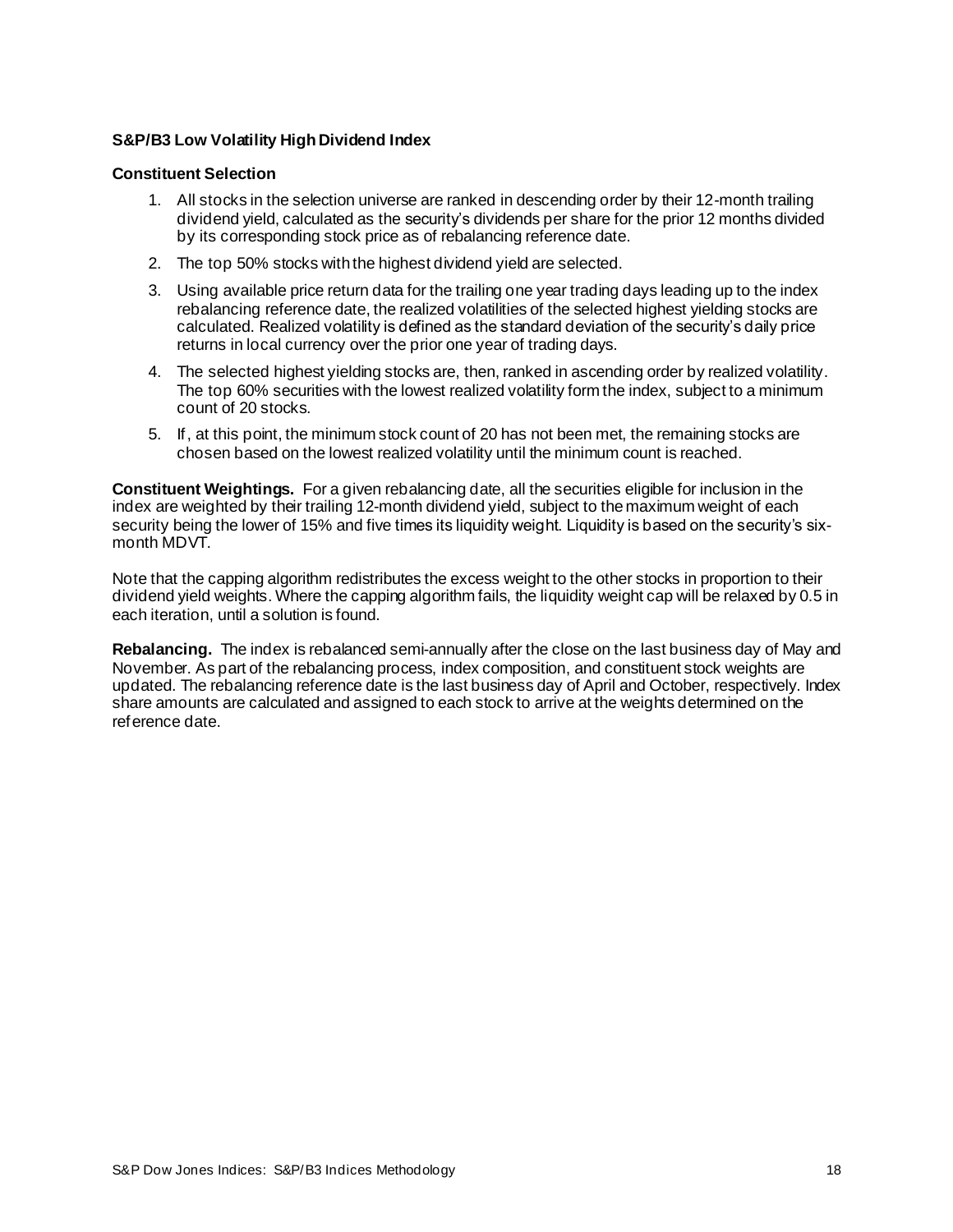### S&P/B3 Low Volatility High Dividend Index

**Constituent Selection**

1. All stocks in the selection universe are ranked in descending order by their 12-month trailing dividend yield, calculated as the security's dividends per share for the prior 12 months divided by its corresponding stock price as of rebalancing reference date.
2. The top 50% stocks with the highest dividend yield are selected.
3. Using available price return data for the trailing one year trading days leading up to the index rebalancing reference date, the realized volatilities of the selected highest yielding stocks are calculated. Realized volatility is defined as the standard deviation of the security's daily price returns in local currency over the prior one year of trading days.
4. The selected highest yielding stocks are, then, ranked in ascending order by realized volatility. The top 60% securities with the lowest realized volatility form the index, subject to a minimum count of 20 stocks.
5. If, at this point, the minimum stock count of 20 has not been met, the remaining stocks are chosen based on the lowest realized volatility until the minimum count is reached.

**Constituent Weightings.** For a given rebalancing date, all the securities eligible for inclusion in the index are weighted by their trailing 12-month dividend yield, subject to the maximum weight of each security being the lower of 15% and five times its liquidity weight. Liquidity is based on the security's six-month MDVT.

Note that the capping algorithm redistributes the excess weight to the other stocks in proportion to their dividend yield weights. Where the capping algorithm fails, the liquidity weight cap will be relaxed by 0.5 in each iteration, until a solution is found.

**Rebalancing.** The index is rebalanced semi-annually after the close on the last business day of May and November. As part of the rebalancing process, index composition, and constituent stock weights are updated. The rebalancing reference date is the last business day of April and October, respectively. Index share amounts are calculated and assigned to each stock to arrive at the weights determined on the reference date.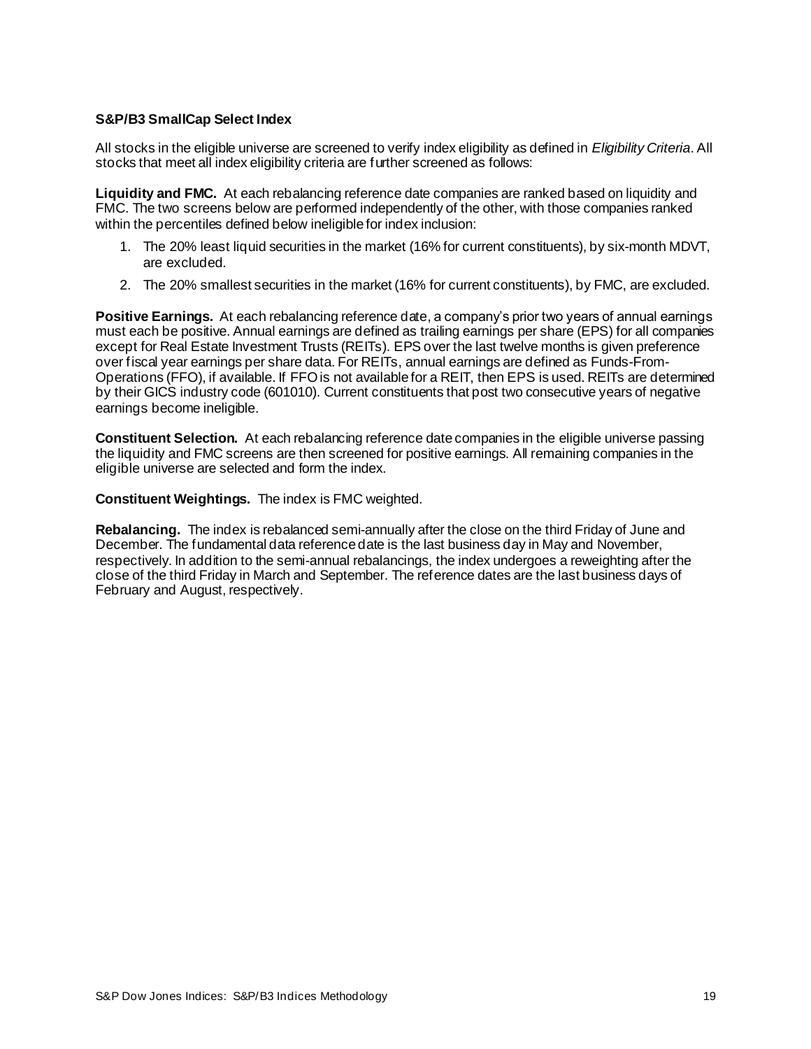**S&P/B3 SmallCap Select Index**

All stocks in the eligible universe are screened to verify index eligibility as defined in *Eligibility Criteria*. All stocks that meet all index eligibility criteria are further screened as follows:

**Liquidity and FMC.** At each rebalancing reference date companies are ranked based on liquidity and FMC. The two screens below are performed independently of the other, with those companies ranked within the percentiles defined below ineligible for index inclusion:

1. The 20% least liquid securities in the market (16% for current constituents), by six-month MDVT, are excluded.
2. The 20% smallest securities in the market (16% for current constituents), by FMC, are excluded.

**Positive Earnings.** At each rebalancing reference date, a company's prior two years of annual earnings must each be positive. Annual earnings are defined as trailing earnings per share (EPS) for all companies except for Real Estate Investment Trusts (REITs). EPS over the last twelve months is given preference over fiscal year earnings per share data. For REITs, annual earnings are defined as Funds-From-Operations (FFO), if available. If FFO is not available for a REIT, then EPS is used. REITs are determined by their GICS industry code (601010). Current constituents that post two consecutive years of negative earnings become ineligible.

**Constituent Selection.** At each rebalancing reference date companies in the eligible universe passing the liquidity and FMC screens are then screened for positive earnings. All remaining companies in the eligible universe are selected and form the index.

**Constituent Weightings.** The index is FMC weighted.

**Rebalancing.** The index is rebalanced semi-annually after the close on the third Friday of June and December. The fundamental data reference date is the last business day in May and November, respectively. In addition to the semi-annual rebalancings, the index undergoes a reweighting after the close of the third Friday in March and September. The reference dates are the last business days of February and August, respectively.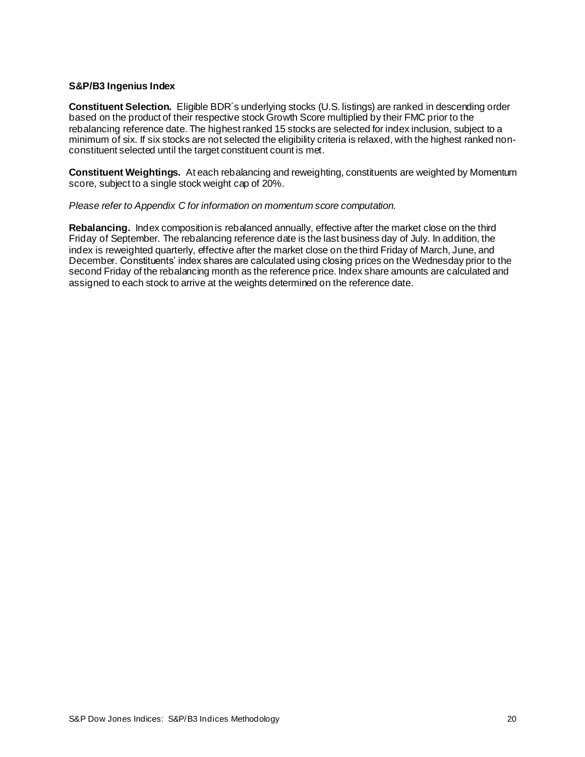### S&P/B3 Ingenius Index

**Constituent Selection.** Eligible BDR´s underlying stocks (U.S. listings) are ranked in descending order based on the product of their respective stock Growth Score multiplied by their FMC prior to the rebalancing reference date. The highest ranked 15 stocks are selected for index inclusion, subject to a minimum of six. If six stocks are not selected the eligibility criteria is relaxed, with the highest ranked non-constituent selected until the target constituent count is met.

**Constituent Weightings.** At each rebalancing and reweighting, constituents are weighted by Momentum score, subject to a single stock weight cap of 20%.

*Please refer to Appendix C for information on momentum score computation.*

**Rebalancing.** Index composition is rebalanced annually, effective after the market close on the third Friday of September. The rebalancing reference date is the last business day of July. In addition, the index is reweighted quarterly, effective after the market close on the third Friday of March, June, and December. Constituents' index shares are calculated using closing prices on the Wednesday prior to the second Friday of the rebalancing month as the reference price. Index share amounts are calculated and assigned to each stock to arrive at the weights determined on the reference date.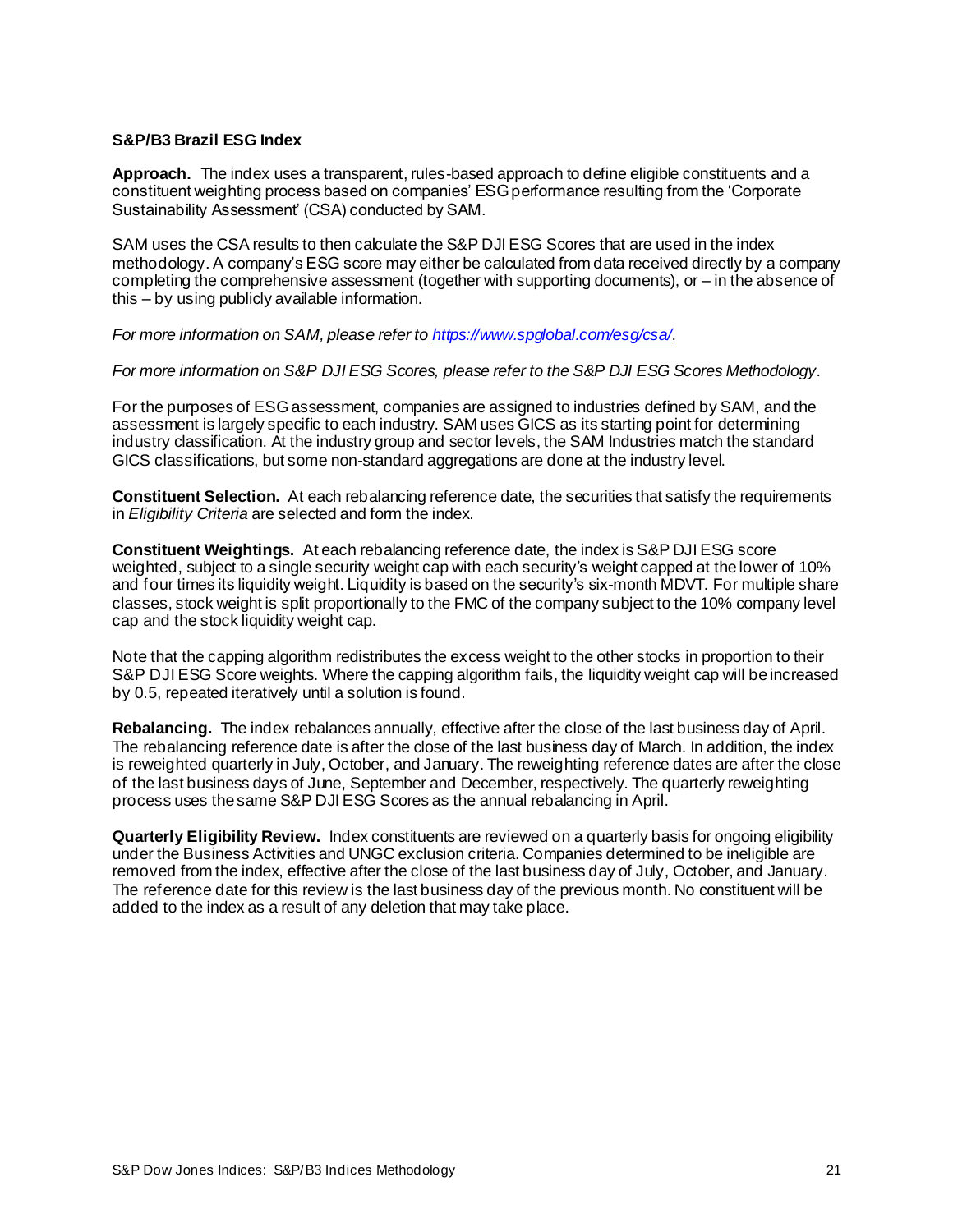### S&P/B3 Brazil ESG Index

**Approach.** The index uses a transparent, rules-based approach to define eligible constituents and a constituent weighting process based on companies' ESG performance resulting from the 'Corporate Sustainability Assessment' (CSA) conducted by SAM.

SAM uses the CSA results to then calculate the S&P DJI ESG Scores that are used in the index methodology. A company's ESG score may either be calculated from data received directly by a company completing the comprehensive assessment (together with supporting documents), or – in the absence of this – by using publicly available information.

*For more information on SAM, please refer to [https://www.spglobal.com/esg/csa/](https://www.spglobal.com/esg/csa/).*

*For more information on S&P DJI ESG Scores, please refer to the S&P DJI ESG Scores Methodology.*

For the purposes of ESG assessment, companies are assigned to industries defined by SAM, and the assessment is largely specific to each industry. SAM uses GICS as its starting point for determining industry classification. At the industry group and sector levels, the SAM Industries match the standard GICS classifications, but some non-standard aggregations are done at the industry level.

**Constituent Selection.** At each rebalancing reference date, the securities that satisfy the requirements in *Eligibility Criteria* are selected and form the index.

**Constituent Weightings.** At each rebalancing reference date, the index is S&P DJI ESG score weighted, subject to a single security weight cap with each security's weight capped at the lower of 10% and four times its liquidity weight. Liquidity is based on the security's six-month MDVT. For multiple share classes, stock weight is split proportionally to the FMC of the company subject to the 10% company level cap and the stock liquidity weight cap.

Note that the capping algorithm redistributes the excess weight to the other stocks in proportion to their S&P DJI ESG Score weights. Where the capping algorithm fails, the liquidity weight cap will be increased by 0.5, repeated iteratively until a solution is found.

**Rebalancing.** The index rebalances annually, effective after the close of the last business day of April. The rebalancing reference date is after the close of the last business day of March. In addition, the index is reweighted quarterly in July, October, and January. The reweighting reference dates are after the close of the last business days of June, September and December, respectively. The quarterly reweighting process uses the same S&P DJI ESG Scores as the annual rebalancing in April.

**Quarterly Eligibility Review.** Index constituents are reviewed on a quarterly basis for ongoing eligibility under the Business Activities and UNGC exclusion criteria. Companies determined to be ineligible are removed from the index, effective after the close of the last business day of July, October, and January. The reference date for this review is the last business day of the previous month. No constituent will be added to the index as a result of any deletion that may take place.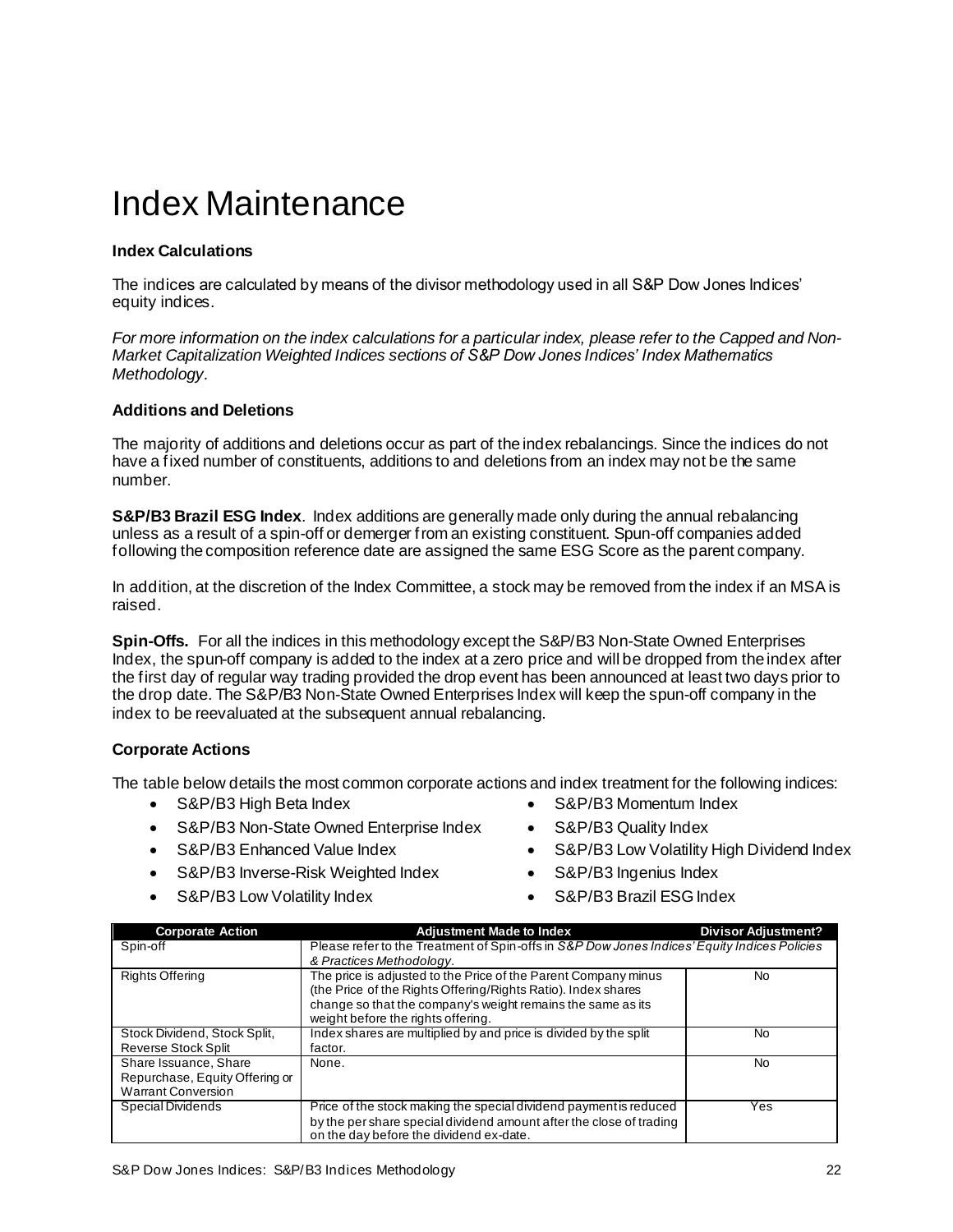# Index Maintenance

### Index Calculations

The indices are calculated by means of the divisor methodology used in all S&P Dow Jones Indices' equity indices.

*For more information on the index calculations for a particular index, please refer to the Capped and Non-Market Capitalization Weighted Indices sections of S&P Dow Jones Indices' Index Mathematics Methodology.*

### Additions and Deletions

The majority of additions and deletions occur as part of the index rebalancings. Since the indices do not have a fixed number of constituents, additions to and deletions from an index may not be the same number.

**S&P/B3 Brazil ESG Index**. Index additions are generally made only during the annual rebalancing unless as a result of a spin-off or demerger from an existing constituent. Spun-off companies added following the composition reference date are assigned the same ESG Score as the parent company.

In addition, at the discretion of the Index Committee, a stock may be removed from the index if an MSA is raised.

**Spin-Offs.** For all the indices in this methodology except the S&P/B3 Non-State Owned Enterprises Index, the spun-off company is added to the index at a zero price and will be dropped from the index after the first day of regular way trading provided the drop event has been announced at least two days prior to the drop date. The S&P/B3 Non-State Owned Enterprises Index will keep the spun-off company in the index to be reevaluated at the subsequent annual rebalancing.

### Corporate Actions

The table below details the most common corporate actions and index treatment for the following indices:

- S&P/B3 High Beta Index
- S&P/B3 Non-State Owned Enterprise Index
- S&P/B3 Enhanced Value Index
- S&P/B3 Inverse-Risk Weighted Index
- S&P/B3 Low Volatility Index
- S&P/B3 Momentum Index
- S&P/B3 Quality Index
- S&P/B3 Low Volatility High Dividend Index
- S&P/B3 Ingenius Index
- S&P/B3 Brazil ESG Index

| Corporate Action | Adjustment Made to Index | Divisor Adjustment? |
|---|---|---|
| Spin-off | Please refer to the Treatment of Spin-offs in *S&P Dow Jones Indices' Equity Indices Policies & Practices Methodology*. | |
| Rights Offering | The price is adjusted to the Price of the Parent Company minus (the Price of the Rights Offering/Rights Ratio). Index shares change so that the company's weight remains the same as its weight before the rights offering. | No |
| Stock Dividend, Stock Split, Reverse Stock Split | Index shares are multiplied by and price is divided by the split factor. | No |
| Share Issuance, Share Repurchase, Equity Offering or Warrant Conversion | None. | No |
| Special Dividends | Price of the stock making the special dividend payment is reduced by the per share special dividend amount after the close of trading on the day before the dividend ex-date. | Yes |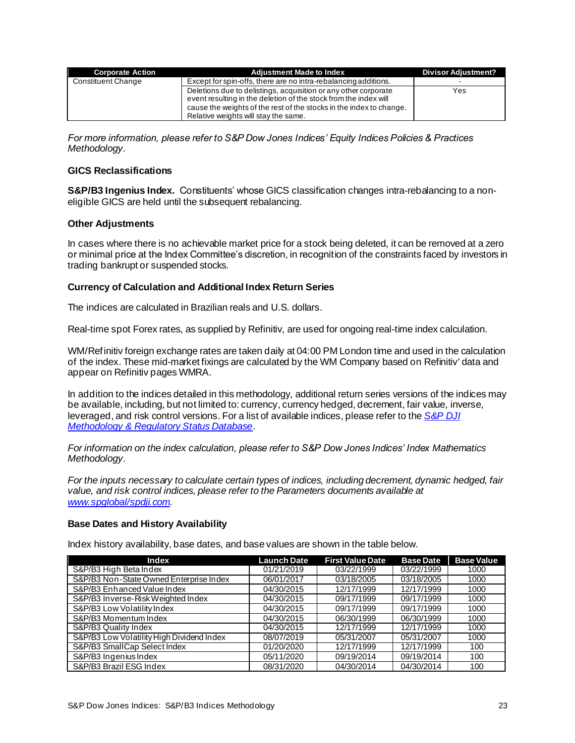| Corporate Action | Adjustment Made to Index | Divisor Adjustment? |
|---|---|---|
| Constituent Change | Except for spin-offs, there are no intra-rebalancing additions. | - |
| | Deletions due to delistings, acquisition or any other corporate event resulting in the deletion of the stock from the index will cause the weights of the rest of the stocks in the index to change. Relative weights will stay the same. | Yes |

*For more information, please refer to S&P Dow Jones Indices' Equity Indices Policies & Practices Methodology.*

### GICS Reclassifications

**S&P/B3 Ingenius Index.** Constituents' whose GICS classification changes intra-rebalancing to a non-eligible GICS are held until the subsequent rebalancing.

### Other Adjustments

In cases where there is no achievable market price for a stock being deleted, it can be removed at a zero or minimal price at the Index Committee's discretion, in recognition of the constraints faced by investors in trading bankrupt or suspended stocks.

### Currency of Calculation and Additional Index Return Series

The indices are calculated in Brazilian reals and U.S. dollars.

Real-time spot Forex rates, as supplied by Refinitiv, are used for ongoing real-time index calculation.

WM/Refinitiv foreign exchange rates are taken daily at 04:00 PM London time and used in the calculation of the index. These mid-market fixings are calculated by the WM Company based on Refinitiv' data and appear on Refinitiv pages WMRA.

In addition to the indices detailed in this methodology, additional return series versions of the indices may be available, including, but not limited to: currency, currency hedged, decrement, fair value, inverse, leveraged, and risk control versions. For a list of available indices, please refer to the [S&P DJI Methodology & Regulatory Status Database](#).

*For information on the index calculation, please refer to S&P Dow Jones Indices' Index Mathematics Methodology.*

*For the inputs necessary to calculate certain types of indices, including decrement, dynamic hedged, fair value, and risk control indices, please refer to the Parameters documents available at [www.spglobal/spdji.com](#).*

### Base Dates and History Availability

Index history availability, base dates, and base values are shown in the table below.

| Index | Launch Date | First Value Date | Base Date | Base Value |
|---|---|---|---|---|
| S&P/B3 High Beta Index | 01/21/2019 | 03/22/1999 | 03/22/1999 | 1000 |
| S&P/B3 Non-State Owned Enterprise Index | 06/01/2017 | 03/18/2005 | 03/18/2005 | 1000 |
| S&P/B3 Enhanced Value Index | 04/30/2015 | 12/17/1999 | 12/17/1999 | 1000 |
| S&P/B3 Inverse-Risk Weighted Index | 04/30/2015 | 09/17/1999 | 09/17/1999 | 1000 |
| S&P/B3 Low Volatility Index | 04/30/2015 | 09/17/1999 | 09/17/1999 | 1000 |
| S&P/B3 Momentum Index | 04/30/2015 | 06/30/1999 | 06/30/1999 | 1000 |
| S&P/B3 Quality Index | 04/30/2015 | 12/17/1999 | 12/17/1999 | 1000 |
| S&P/B3 Low Volatility High Dividend Index | 08/07/2019 | 05/31/2007 | 05/31/2007 | 1000 |
| S&P/B3 SmallCap Select Index | 01/20/2020 | 12/17/1999 | 12/17/1999 | 100 |
| S&P/B3 Ingenius Index | 05/11/2020 | 09/19/2014 | 09/19/2014 | 100 |
| S&P/B3 Brazil ESG Index | 08/31/2020 | 04/30/2014 | 04/30/2014 | 100 |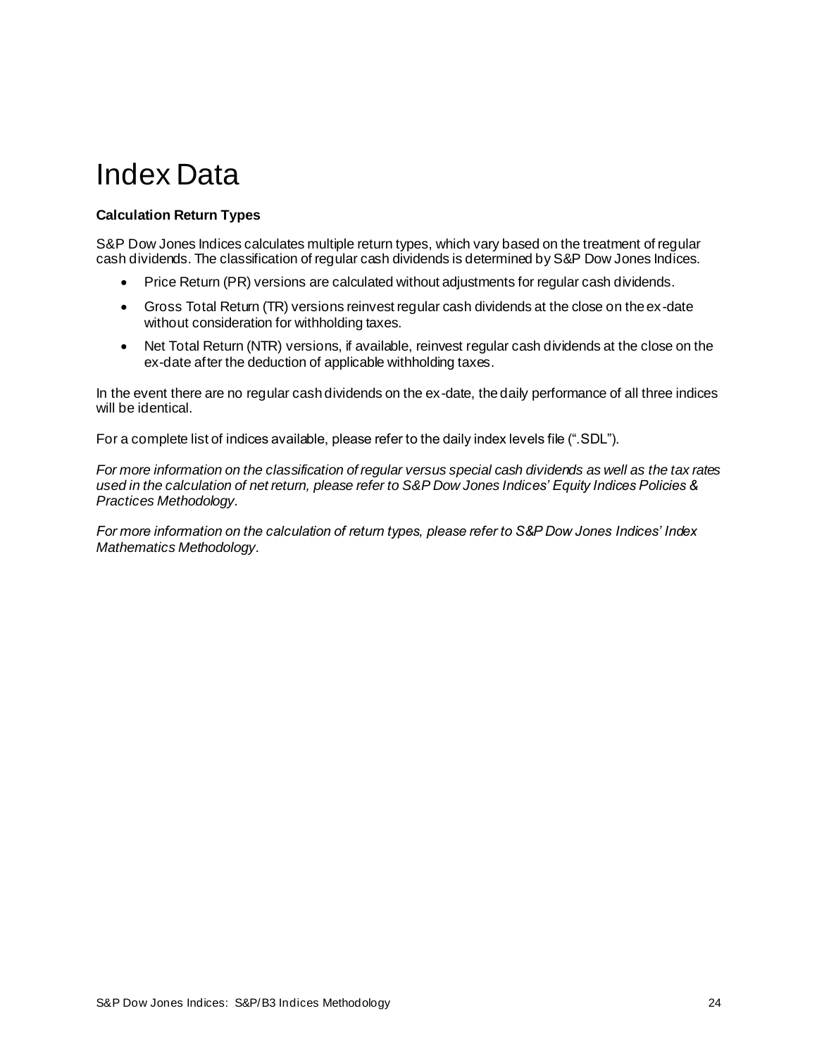# Index Data

**Calculation Return Types**

S&P Dow Jones Indices calculates multiple return types, which vary based on the treatment of regular cash dividends. The classification of regular cash dividends is determined by S&P Dow Jones Indices.

- Price Return (PR) versions are calculated without adjustments for regular cash dividends.
- Gross Total Return (TR) versions reinvest regular cash dividends at the close on the ex-date without consideration for withholding taxes.
- Net Total Return (NTR) versions, if available, reinvest regular cash dividends at the close on the ex-date after the deduction of applicable withholding taxes.

In the event there are no regular cash dividends on the ex-date, the daily performance of all three indices will be identical.

For a complete list of indices available, please refer to the daily index levels file (".SDL").

*For more information on the classification of regular versus special cash dividends as well as the tax rates used in the calculation of net return, please refer to S&P Dow Jones Indices' Equity Indices Policies & Practices Methodology*.

*For more information on the calculation of return types, please refer to S&P Dow Jones Indices' Index Mathematics Methodology*.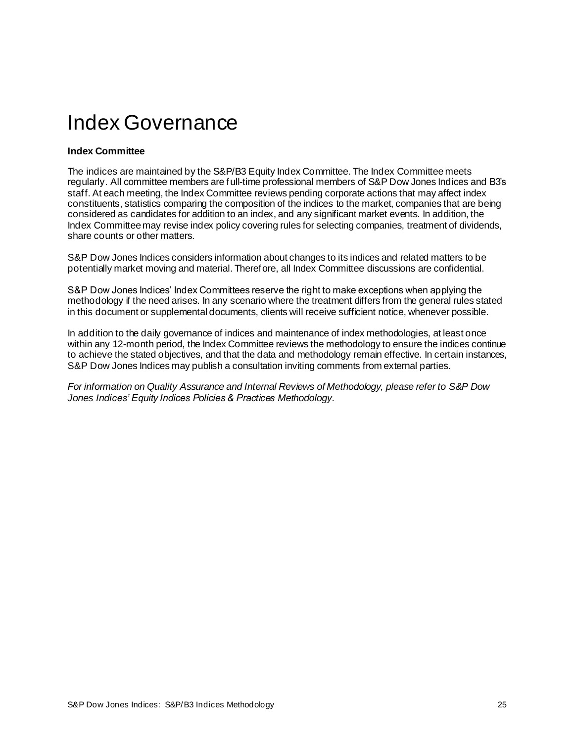# Index Governance

**Index Committee**

The indices are maintained by the S&P/B3 Equity Index Committee. The Index Committee meets regularly. All committee members are full-time professional members of S&P Dow Jones Indices and B3's staff. At each meeting, the Index Committee reviews pending corporate actions that may affect index constituents, statistics comparing the composition of the indices to the market, companies that are being considered as candidates for addition to an index, and any significant market events. In addition, the Index Committee may revise index policy covering rules for selecting companies, treatment of dividends, share counts or other matters.

S&P Dow Jones Indices considers information about changes to its indices and related matters to be potentially market moving and material. Therefore, all Index Committee discussions are confidential.

S&P Dow Jones Indices' Index Committees reserve the right to make exceptions when applying the methodology if the need arises. In any scenario where the treatment differs from the general rules stated in this document or supplemental documents, clients will receive sufficient notice, whenever possible.

In addition to the daily governance of indices and maintenance of index methodologies, at least once within any 12-month period, the Index Committee reviews the methodology to ensure the indices continue to achieve the stated objectives, and that the data and methodology remain effective. In certain instances, S&P Dow Jones Indices may publish a consultation inviting comments from external parties.

*For information on Quality Assurance and Internal Reviews of Methodology, please refer to S&P Dow Jones Indices' Equity Indices Policies & Practices Methodology*.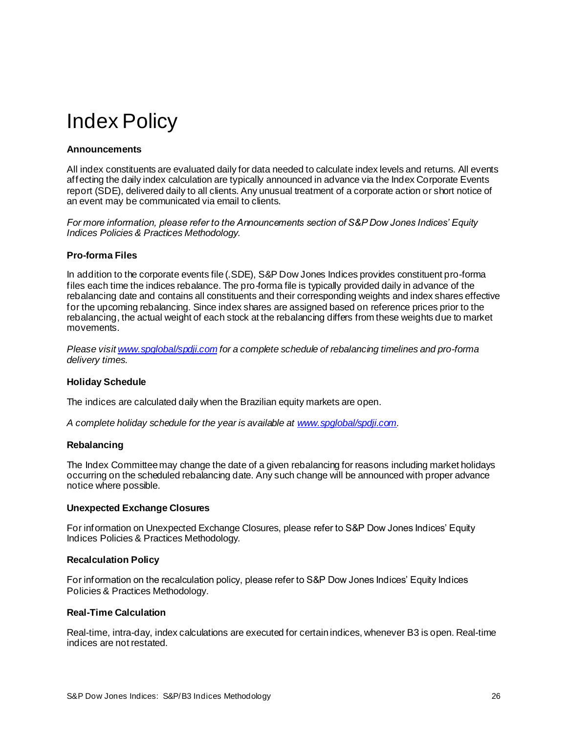# Index Policy

### Announcements

All index constituents are evaluated daily for data needed to calculate index levels and returns. All events affecting the daily index calculation are typically announced in advance via the Index Corporate Events report (SDE), delivered daily to all clients. Any unusual treatment of a corporate action or short notice of an event may be communicated via email to clients.

*For more information, please refer to the Announcements section of S&P Dow Jones Indices' Equity Indices Policies & Practices Methodology.*

### Pro-forma Files

In addition to the corporate events file (.SDE), S&P Dow Jones Indices provides constituent pro-forma files each time the indices rebalance. The pro-forma file is typically provided daily in advance of the rebalancing date and contains all constituents and their corresponding weights and index shares effective for the upcoming rebalancing. Since index shares are assigned based on reference prices prior to the rebalancing, the actual weight of each stock at the rebalancing differs from these weights due to market movements.

*Please visit [www.spglobal/spdji.com](www.spglobal/spdji.com) for a complete schedule of rebalancing timelines and pro-forma delivery times.*

### Holiday Schedule

The indices are calculated daily when the Brazilian equity markets are open.

*A complete holiday schedule for the year is available at [www.spglobal/spdji.com](www.spglobal/spdji.com).*

### Rebalancing

The Index Committee may change the date of a given rebalancing for reasons including market holidays occurring on the scheduled rebalancing date. Any such change will be announced with proper advance notice where possible.

### Unexpected Exchange Closures

For information on Unexpected Exchange Closures, please refer to S&P Dow Jones Indices' Equity Indices Policies & Practices Methodology.

### Recalculation Policy

For information on the recalculation policy, please refer to S&P Dow Jones Indices' Equity Indices Policies & Practices Methodology.

### Real-Time Calculation

Real-time, intra-day, index calculations are executed for certain indices, whenever B3 is open. Real-time indices are not restated.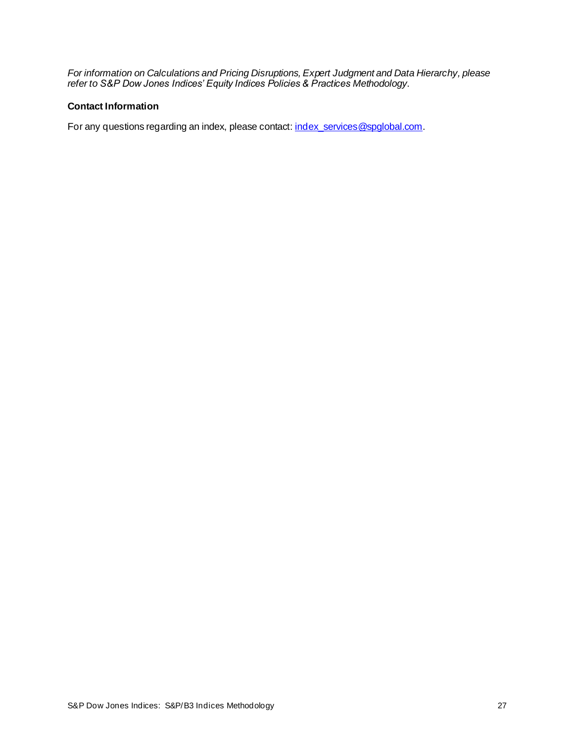*For information on Calculations and Pricing Disruptions, Expert Judgment and Data Hierarchy, please refer to S&P Dow Jones Indices' Equity Indices Policies & Practices Methodology.*

**Contact Information**

For any questions regarding an index, please contact: index_services@spglobal.com.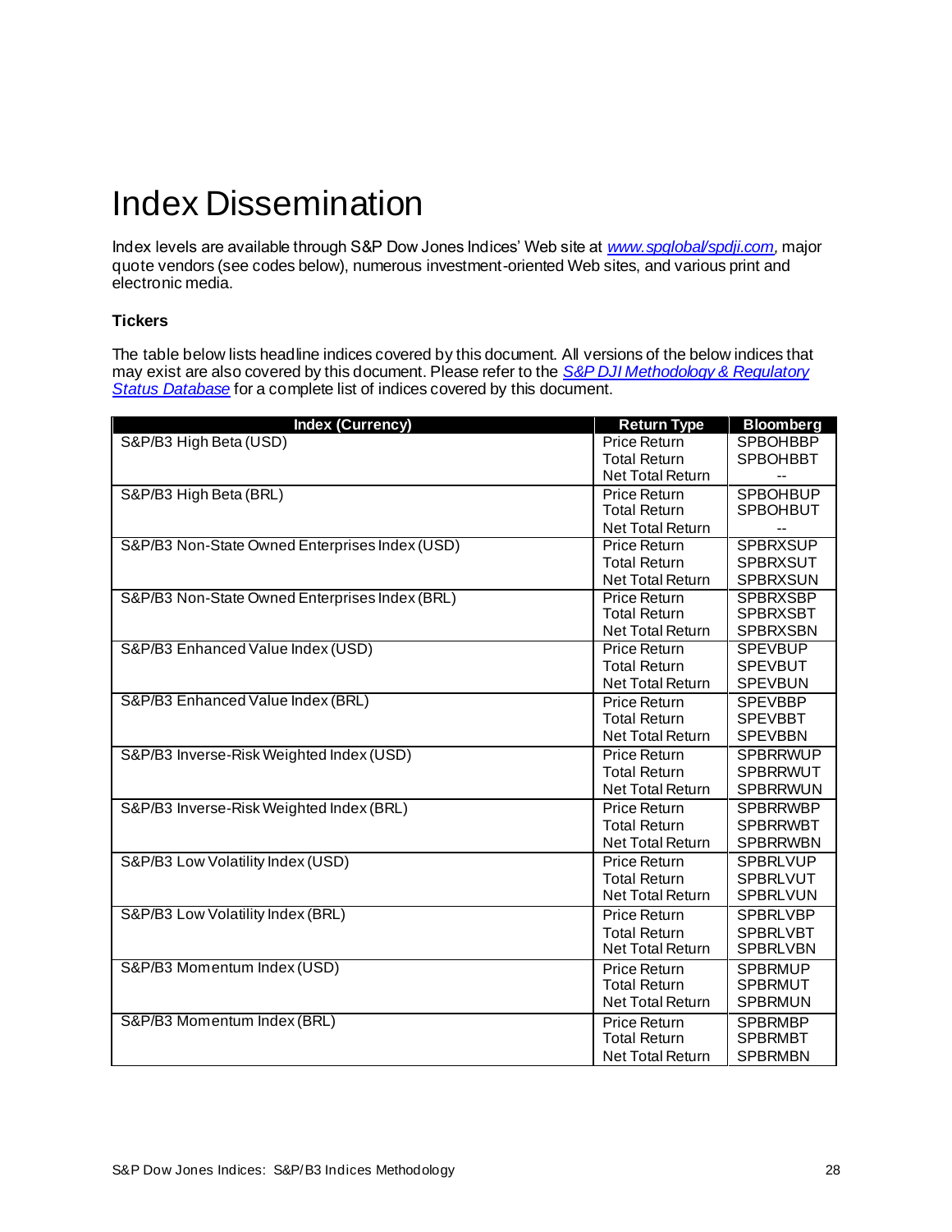# Index Dissemination

Index levels are available through S&P Dow Jones Indices' Web site at *www.spglobal/spdji.com*, major quote vendors (see codes below), numerous investment-oriented Web sites, and various print and electronic media.

### Tickers

The table below lists headline indices covered by this document. All versions of the below indices that may exist are also covered by this document. Please refer to the *S&P DJI Methodology & Regulatory Status Database* for a complete list of indices covered by this document.

| Index (Currency) | Return Type | Bloomberg |
|---|---|---|
| S&P/B3 High Beta (USD) | Price Return | SPBOHBBP |
| | Total Return | SPBOHBBT |
| | Net Total Return | -- |
| S&P/B3 High Beta (BRL) | Price Return | SPBOHBUP |
| | Total Return | SPBOHBUT |
| | Net Total Return | -- |
| S&P/B3 Non-State Owned Enterprises Index (USD) | Price Return | SPBRXSUP |
| | Total Return | SPBRXSUT |
| | Net Total Return | SPBRXSUN |
| S&P/B3 Non-State Owned Enterprises Index (BRL) | Price Return | SPBRXSBP |
| | Total Return | SPBRXSBT |
| | Net Total Return | SPBRXSBN |
| S&P/B3 Enhanced Value Index (USD) | Price Return | SPEVBUP |
| | Total Return | SPEVBUT |
| | Net Total Return | SPEVBUN |
| S&P/B3 Enhanced Value Index (BRL) | Price Return | SPEVBBP |
| | Total Return | SPEVBBT |
| | Net Total Return | SPEVBBN |
| S&P/B3 Inverse-Risk Weighted Index (USD) | Price Return | SPBRRWUP |
| | Total Return | SPBRRWUT |
| | Net Total Return | SPBRRWUN |
| S&P/B3 Inverse-Risk Weighted Index (BRL) | Price Return | SPBRRWBP |
| | Total Return | SPBRRWBT |
| | Net Total Return | SPBRRWBN |
| S&P/B3 Low Volatility Index (USD) | Price Return | SPBRLVUP |
| | Total Return | SPBRLVUT |
| | Net Total Return | SPBRLVUN |
| S&P/B3 Low Volatility Index (BRL) | Price Return | SPBRLVBP |
| | Total Return | SPBRLVBT |
| | Net Total Return | SPBRLVBN |
| S&P/B3 Momentum Index (USD) | Price Return | SPBRMUP |
| | Total Return | SPBRMUT |
| | Net Total Return | SPBRMUN |
| S&P/B3 Momentum Index (BRL) | Price Return | SPBRMBP |
| | Total Return | SPBRMBT |
| | Net Total Return | SPBRMBN |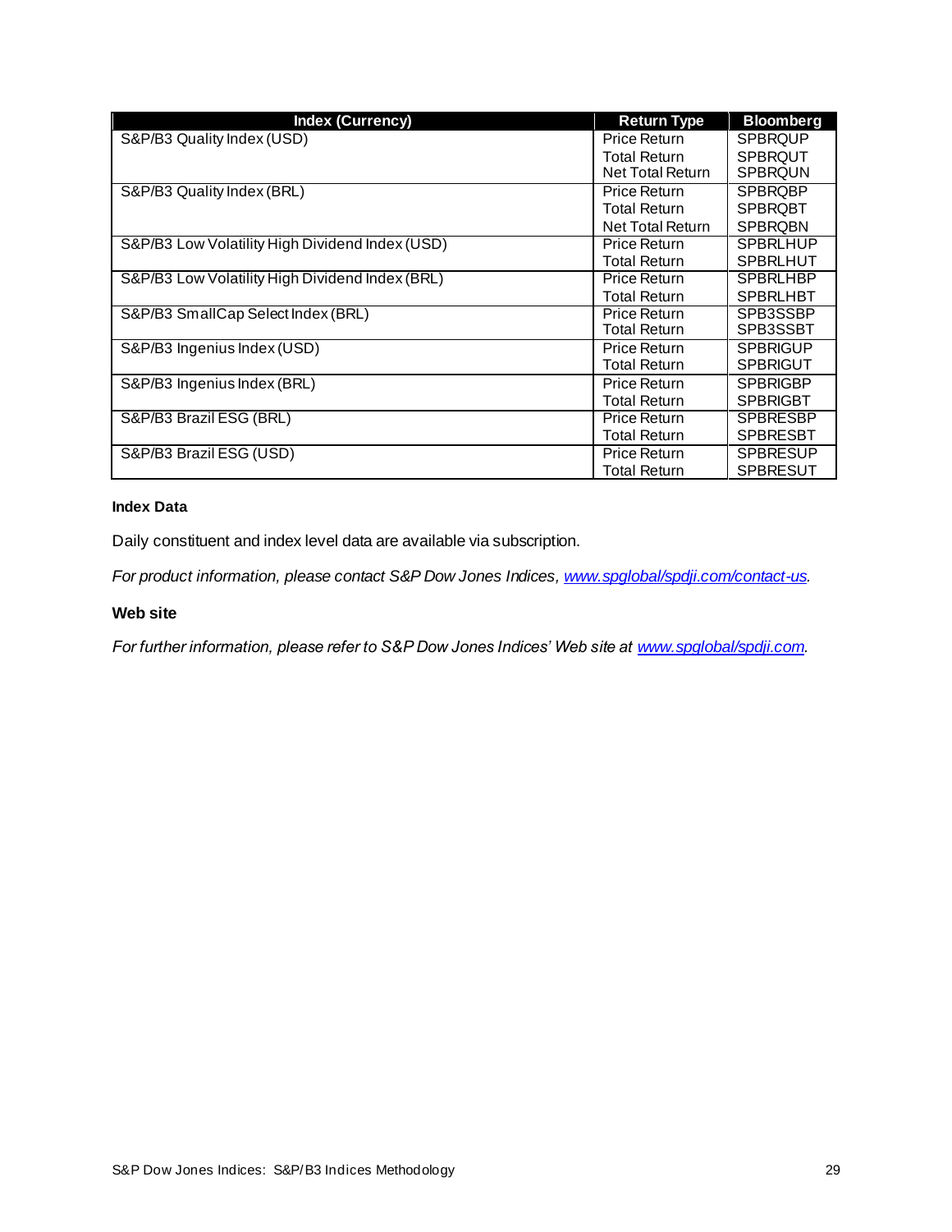| Index (Currency) | Return Type | Bloomberg |
|---|---|---|
| S&P/B3 Quality Index (USD) | Price Return | SPBRQUP |
| | Total Return | SPBRQUT |
| | Net Total Return | SPBRQUN |
| S&P/B3 Quality Index (BRL) | Price Return | SPBRQBP |
| | Total Return | SPBRQBT |
| | Net Total Return | SPBRQBN |
| S&P/B3 Low Volatility High Dividend Index (USD) | Price Return | SPBRLHUP |
| | Total Return | SPBRLHUT |
| S&P/B3 Low Volatility High Dividend Index (BRL) | Price Return | SPBRLHBP |
| | Total Return | SPBRLHBT |
| S&P/B3 SmallCap Select Index (BRL) | Price Return | SPB3SSBP |
| | Total Return | SPB3SSBT |
| S&P/B3 Ingenius Index (USD) | Price Return | SPBRIGUP |
| | Total Return | SPBRIGUT |
| S&P/B3 Ingenius Index (BRL) | Price Return | SPBRIGBP |
| | Total Return | SPBRIGBT |
| S&P/B3 Brazil ESG (BRL) | Price Return | SPBRESBP |
| | Total Return | SPBRESBT |
| S&P/B3 Brazil ESG (USD) | Price Return | SPBRESUP |
| | Total Return | SPBRESUT |

**Index Data**

Daily constituent and index level data are available via subscription.

*For product information, please contact S&P Dow Jones Indices, www.spglobal/spdji.com/contact-us.*

**Web site**

*For further information, please refer to S&P Dow Jones Indices' Web site at www.spglobal/spdji.com.*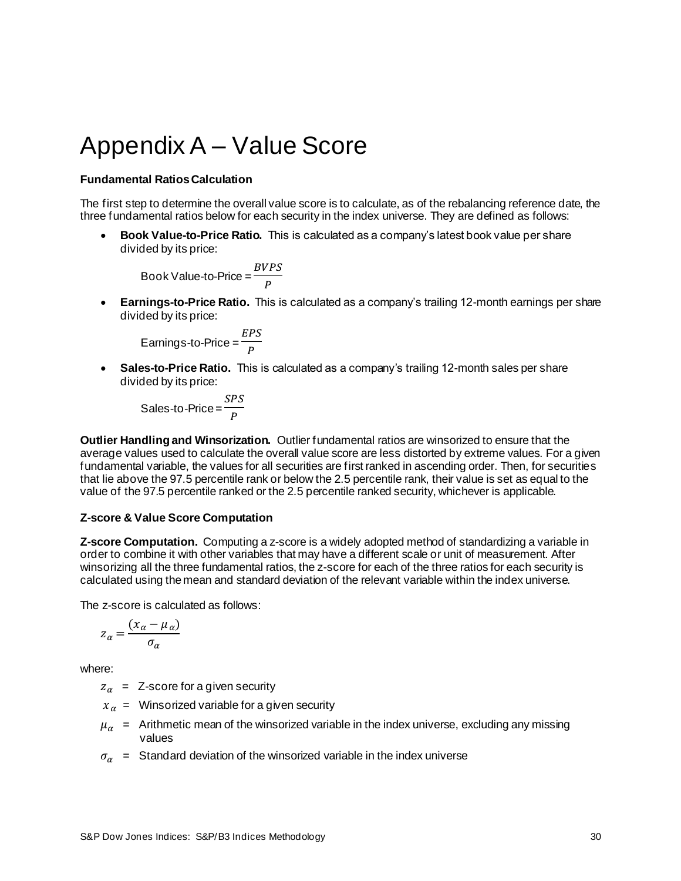# Appendix A – Value Score

**Fundamental Ratios Calculation**

The first step to determine the overall value score is to calculate, as of the rebalancing reference date, the three fundamental ratios below for each security in the index universe. They are defined as follows:

- **Book Value-to-Price Ratio.** This is calculated as a company's latest book value per share divided by its price:

  Book Value-to-Price = $\frac{BVPS}{P}$

- **Earnings-to-Price Ratio.** This is calculated as a company's trailing 12-month earnings per share divided by its price:

  Earnings-to-Price = $\frac{EPS}{P}$

- **Sales-to-Price Ratio.** This is calculated as a company's trailing 12-month sales per share divided by its price:

  Sales-to-Price = $\frac{SPS}{P}$

**Outlier Handling and Winsorization.** Outlier fundamental ratios are winsorized to ensure that the average values used to calculate the overall value score are less distorted by extreme values. For a given fundamental variable, the values for all securities are first ranked in ascending order. Then, for securities that lie above the 97.5 percentile rank or below the 2.5 percentile rank, their value is set as equal to the value of the 97.5 percentile ranked or the 2.5 percentile ranked security, whichever is applicable.

**Z-score & Value Score Computation**

**Z-score Computation.** Computing a z-score is a widely adopted method of standardizing a variable in order to combine it with other variables that may have a different scale or unit of measurement. After winsorizing all the three fundamental ratios, the z-score for each of the three ratios for each security is calculated using the mean and standard deviation of the relevant variable within the index universe.

The z-score is calculated as follows:

$$z_{\alpha} = \frac{(x_{\alpha} - \mu_{\alpha})}{\sigma_{\alpha}}$$

where:

$z_{\alpha}$ = Z-score for a given security

$x_{\alpha}$ = Winsorized variable for a given security

$\mu_{\alpha}$ = Arithmetic mean of the winsorized variable in the index universe, excluding any missing values

$\sigma_{\alpha}$ = Standard deviation of the winsorized variable in the index universe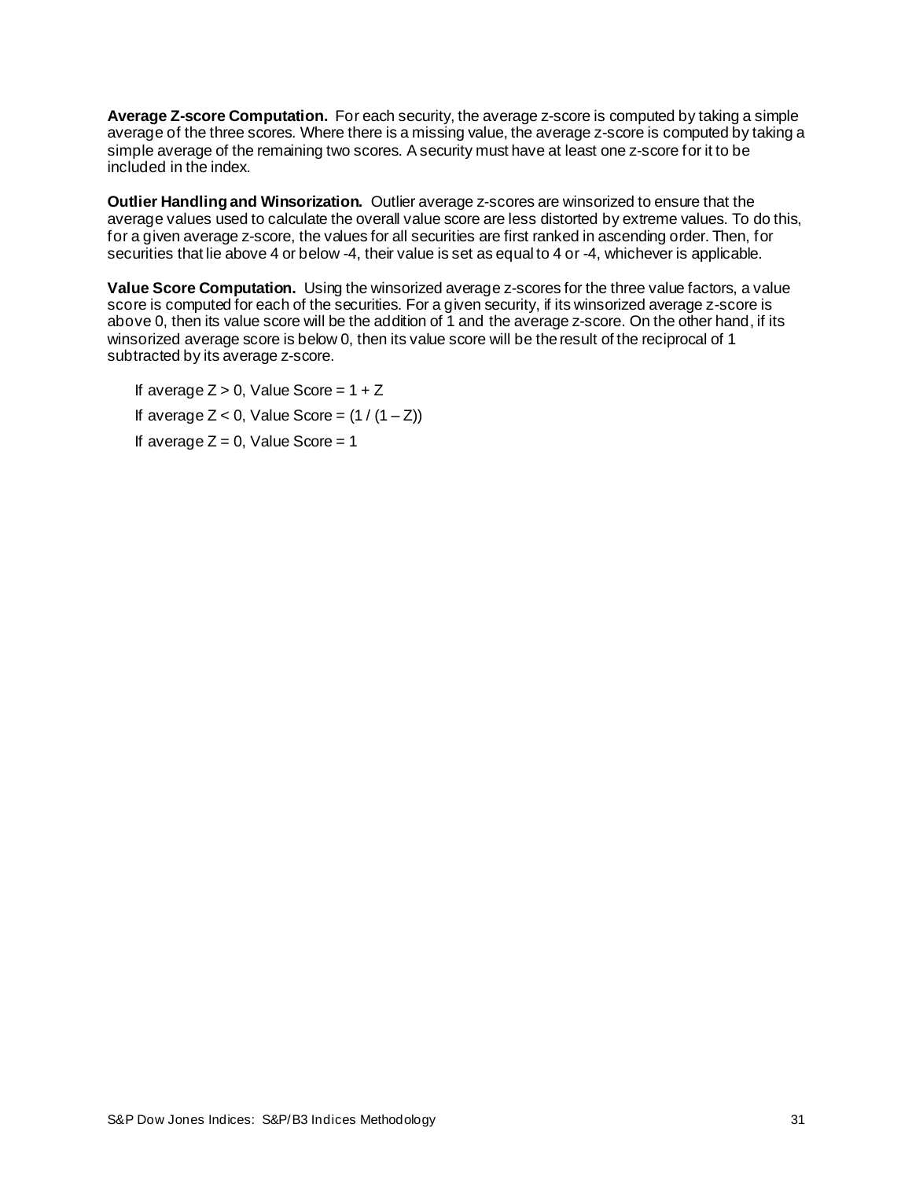**Average Z-score Computation.** For each security, the average z-score is computed by taking a simple average of the three scores. Where there is a missing value, the average z-score is computed by taking a simple average of the remaining two scores. A security must have at least one z-score for it to be included in the index.

**Outlier Handling and Winsorization.** Outlier average z-scores are winsorized to ensure that the average values used to calculate the overall value score are less distorted by extreme values. To do this, for a given average z-score, the values for all securities are first ranked in ascending order. Then, for securities that lie above 4 or below -4, their value is set as equal to 4 or -4, whichever is applicable.

**Value Score Computation.** Using the winsorized average z-scores for the three value factors, a value score is computed for each of the securities. For a given security, if its winsorized average z-score is above 0, then its value score will be the addition of 1 and the average z-score. On the other hand, if its winsorized average score is below 0, then its value score will be the result of the reciprocal of 1 subtracted by its average z-score.

If average $Z > 0$, Value Score $= 1 + Z$

If average $Z < 0$, Value Score $= (1 / (1 – Z))$

If average $Z = 0$, Value Score $= 1$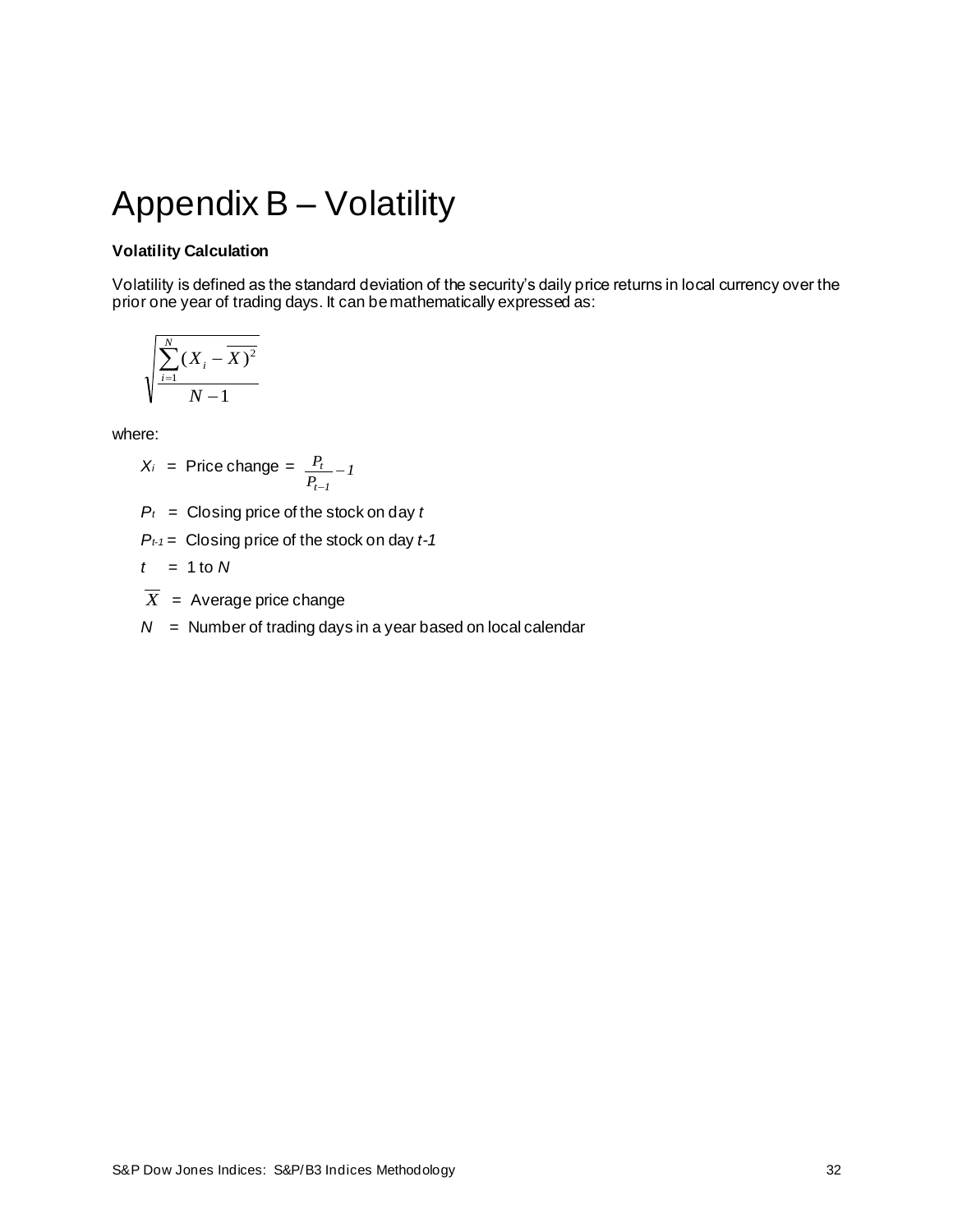# Appendix B – Volatility

**Volatility Calculation**

Volatility is defined as the standard deviation of the security's daily price returns in local currency over the prior one year of trading days. It can be mathematically expressed as:

$$\sqrt{\frac{\sum_{i=1}^{N}(X_i - \overline{X})^2}{N-1}}$$

where:

$X_i$ = Price change = $\frac{P_t}{P_{t-1}} - 1$

$P_t$ = Closing price of the stock on day $t$

$P_{t-1}$ = Closing price of the stock on day $t-1$

$t$ = 1 to $N$

$\overline{X}$ = Average price change

$N$ = Number of trading days in a year based on local calendar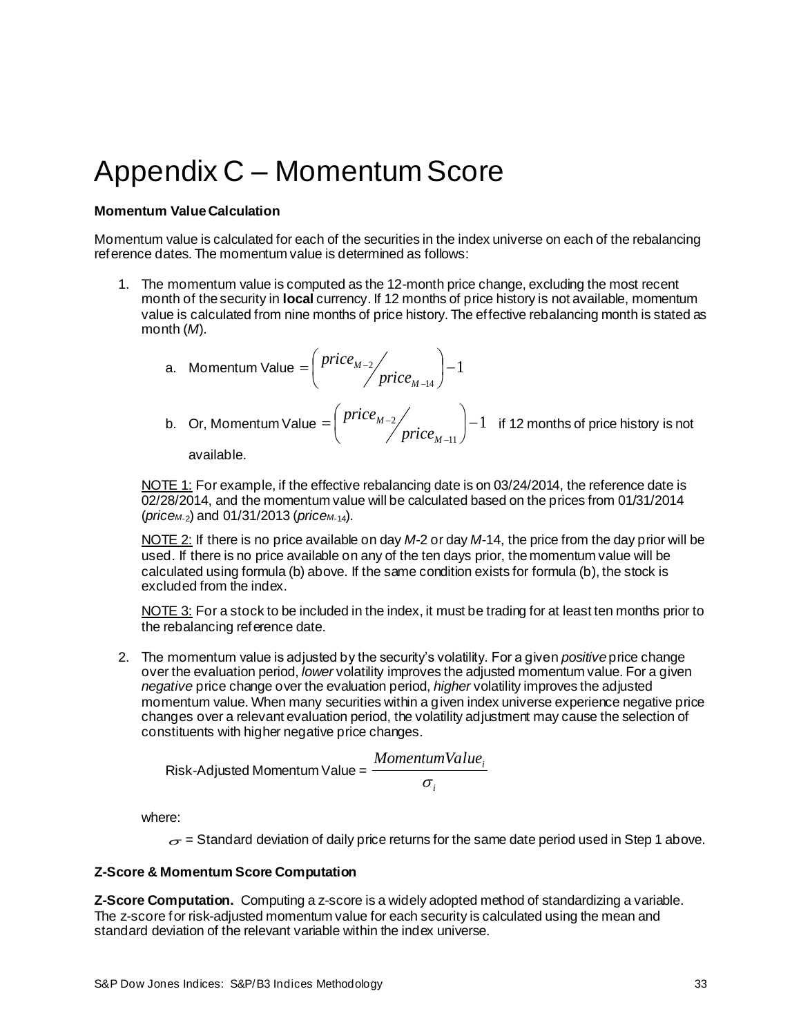# Appendix C – Momentum Score

**Momentum Value Calculation**

Momentum value is calculated for each of the securities in the index universe on each of the rebalancing reference dates. The momentum value is determined as follows:

1. The momentum value is computed as the 12-month price change, excluding the most recent month of the security in **local** currency. If 12 months of price history is not available, momentum value is calculated from nine months of price history. The effective rebalancing month is stated as month (*M*).

   a. Momentum Value $= \left( price_{M-2} / price_{M-14} \right) - 1$

   b. Or, Momentum Value $= \left( price_{M-2} / price_{M-11} \right) - 1$ if 12 months of price history is not available.

   NOTE 1: For example, if the effective rebalancing date is on 03/24/2014, the reference date is 02/28/2014, and the momentum value will be calculated based on the prices from 01/31/2014 ($price_{M-2}$) and 01/31/2013 ($price_{M-14}$).

   NOTE 2: If there is no price available on day *M*-2 or day *M*-14, the price from the day prior will be used. If there is no price available on any of the ten days prior, the momentum value will be calculated using formula (b) above. If the same condition exists for formula (b), the stock is excluded from the index.

   NOTE 3: For a stock to be included in the index, it must be trading for at least ten months prior to the rebalancing reference date.

2. The momentum value is adjusted by the security's volatility. For a given *positive* price change over the evaluation period, *lower* volatility improves the adjusted momentum value. For a given *negative* price change over the evaluation period, *higher* volatility improves the adjusted momentum value. When many securities within a given index universe experience negative price changes over a relevant evaluation period, the volatility adjustment may cause the selection of constituents with higher negative price changes.

   $$\text{Risk-Adjusted Momentum Value} = \frac{MomentumValue_i}{\sigma_i}$$

   where:

   $\sigma$ = Standard deviation of daily price returns for the same date period used in Step 1 above.

**Z-Score & Momentum Score Computation**

**Z-Score Computation.** Computing a z-score is a widely adopted method of standardizing a variable. The z-score for risk-adjusted momentum value for each security is calculated using the mean and standard deviation of the relevant variable within the index universe.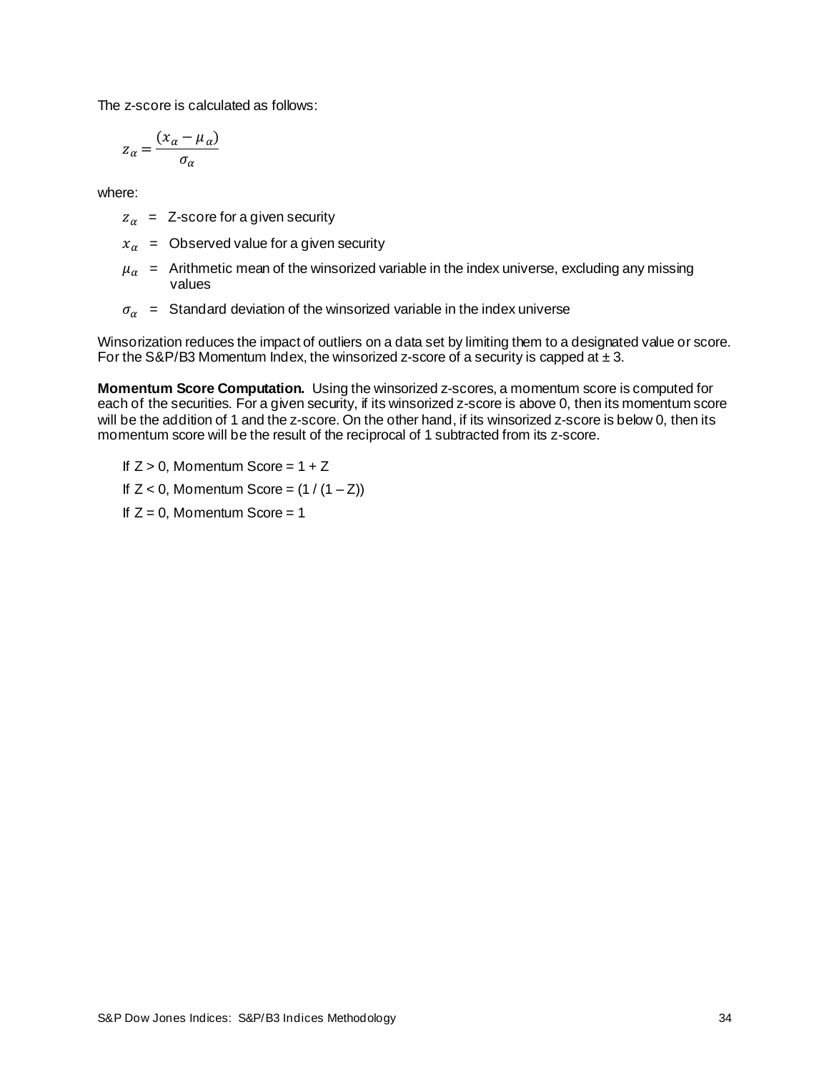The z-score is calculated as follows:

$$z_{\alpha} = \frac{(x_{\alpha} - \mu_{\alpha})}{\sigma_{\alpha}}$$

where:

- $z_{\alpha}$ = Z-score for a given security
- $x_{\alpha}$ = Observed value for a given security
- $\mu_{\alpha}$ = Arithmetic mean of the winsorized variable in the index universe, excluding any missing values
- $\sigma_{\alpha}$ = Standard deviation of the winsorized variable in the index universe

Winsorization reduces the impact of outliers on a data set by limiting them to a designated value or score. For the S&P/B3 Momentum Index, the winsorized z-score of a security is capped at ± 3.

**Momentum Score Computation.** Using the winsorized z-scores, a momentum score is computed for each of the securities. For a given security, if its winsorized z-score is above 0, then its momentum score will be the addition of 1 and the z-score. On the other hand, if its winsorized z-score is below 0, then its momentum score will be the result of the reciprocal of 1 subtracted from its z-score.

If $Z > 0$, Momentum Score = $1 + Z$

If $Z < 0$, Momentum Score = $(1 / (1 – Z))$

If $Z = 0$, Momentum Score = 1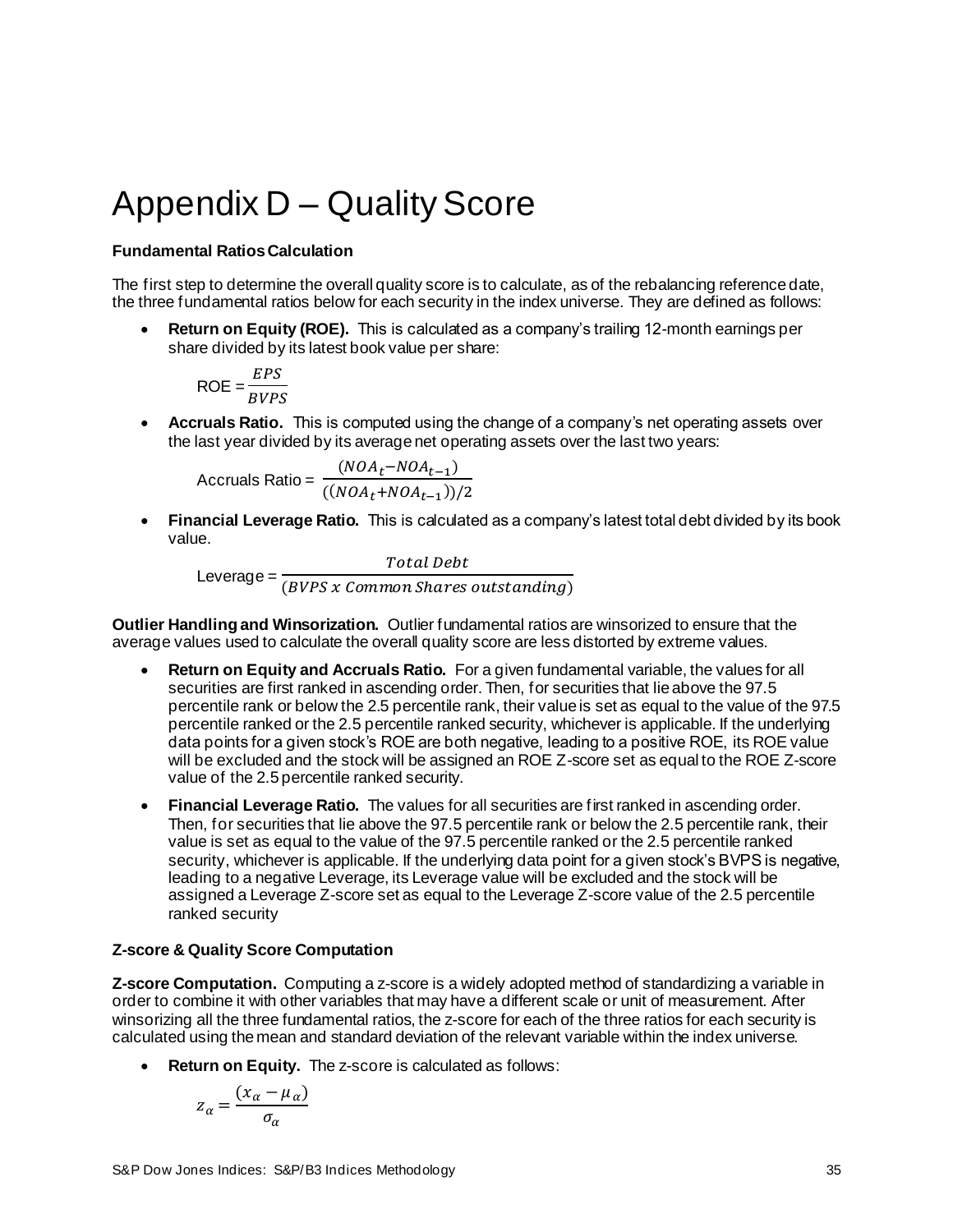# Appendix D – Quality Score

**Fundamental Ratios Calculation**

The first step to determine the overall quality score is to calculate, as of the rebalancing reference date, the three fundamental ratios below for each security in the index universe. They are defined as follows:

- **Return on Equity (ROE).** This is calculated as a company's trailing 12-month earnings per share divided by its latest book value per share:

  $$\text{ROE} = \frac{EPS}{BVPS}$$

- **Accruals Ratio.** This is computed using the change of a company's net operating assets over the last year divided by its average net operating assets over the last two years:

  $$\text{Accruals Ratio} = \frac{(NOA_t - NOA_{t-1})}{((NOA_t + NOA_{t-1}))/2}$$

- **Financial Leverage Ratio.** This is calculated as a company's latest total debt divided by its book value.

  $$\text{Leverage} = \frac{Total\ Debt}{(BVPS\ x\ Common\ Shares\ outstanding)}$$

**Outlier Handling and Winsorization.** Outlier fundamental ratios are winsorized to ensure that the average values used to calculate the overall quality score are less distorted by extreme values.

- **Return on Equity and Accruals Ratio.** For a given fundamental variable, the values for all securities are first ranked in ascending order. Then, for securities that lie above the 97.5 percentile rank or below the 2.5 percentile rank, their value is set as equal to the value of the 97.5 percentile ranked or the 2.5 percentile ranked security, whichever is applicable. If the underlying data points for a given stock's ROE are both negative, leading to a positive ROE, its ROE value will be excluded and the stock will be assigned an ROE Z-score set as equal to the ROE Z-score value of the 2.5 percentile ranked security.
- **Financial Leverage Ratio.** The values for all securities are first ranked in ascending order. Then, for securities that lie above the 97.5 percentile rank or below the 2.5 percentile rank, their value is set as equal to the value of the 97.5 percentile ranked or the 2.5 percentile ranked security, whichever is applicable. If the underlying data point for a given stock's BVPS is negative, leading to a negative Leverage, its Leverage value will be excluded and the stock will be assigned a Leverage Z-score set as equal to the Leverage Z-score value of the 2.5 percentile ranked security

**Z-score & Quality Score Computation**

**Z-score Computation.** Computing a z-score is a widely adopted method of standardizing a variable in order to combine it with other variables that may have a different scale or unit of measurement. After winsorizing all the three fundamental ratios, the z-score for each of the three ratios for each security is calculated using the mean and standard deviation of the relevant variable within the index universe.

- **Return on Equity.** The z-score is calculated as follows:

  $$z_{\alpha} = \frac{(x_{\alpha} - \mu_{\alpha})}{\sigma_{\alpha}}$$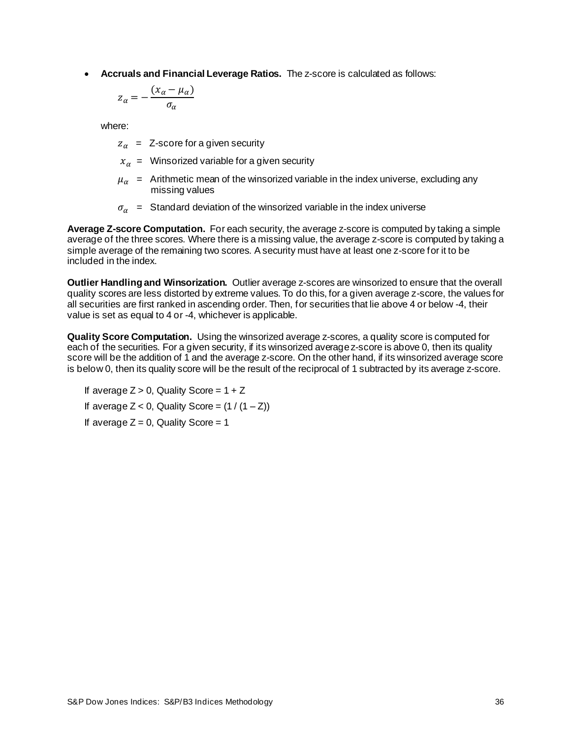- **Accruals and Financial Leverage Ratios.** The z-score is calculated as follows:

$$z_{\alpha} = -\frac{(x_{\alpha} - \mu_{\alpha})}{\sigma_{\alpha}}$$

where:

$z_{\alpha}$ = Z-score for a given security

$x_{\alpha}$ = Winsorized variable for a given security

$\mu_{\alpha}$ = Arithmetic mean of the winsorized variable in the index universe, excluding any missing values

$\sigma_{\alpha}$ = Standard deviation of the winsorized variable in the index universe

**Average Z-score Computation.** For each security, the average z-score is computed by taking a simple average of the three scores. Where there is a missing value, the average z-score is computed by taking a simple average of the remaining two scores. A security must have at least one z-score for it to be included in the index.

**Outlier Handling and Winsorization.** Outlier average z-scores are winsorized to ensure that the overall quality scores are less distorted by extreme values. To do this, for a given average z-score, the values for all securities are first ranked in ascending order. Then, for securities that lie above 4 or below -4, their value is set as equal to 4 or -4, whichever is applicable.

**Quality Score Computation.** Using the winsorized average z-scores, a quality score is computed for each of the securities. For a given security, if its winsorized average z-score is above 0, then its quality score will be the addition of 1 and the average z-score. On the other hand, if its winsorized average score is below 0, then its quality score will be the result of the reciprocal of 1 subtracted by its average z-score.

If average $Z > 0$, Quality Score = $1 + Z$

If average $Z < 0$, Quality Score = $(1 / (1 - Z))$

If average $Z = 0$, Quality Score = 1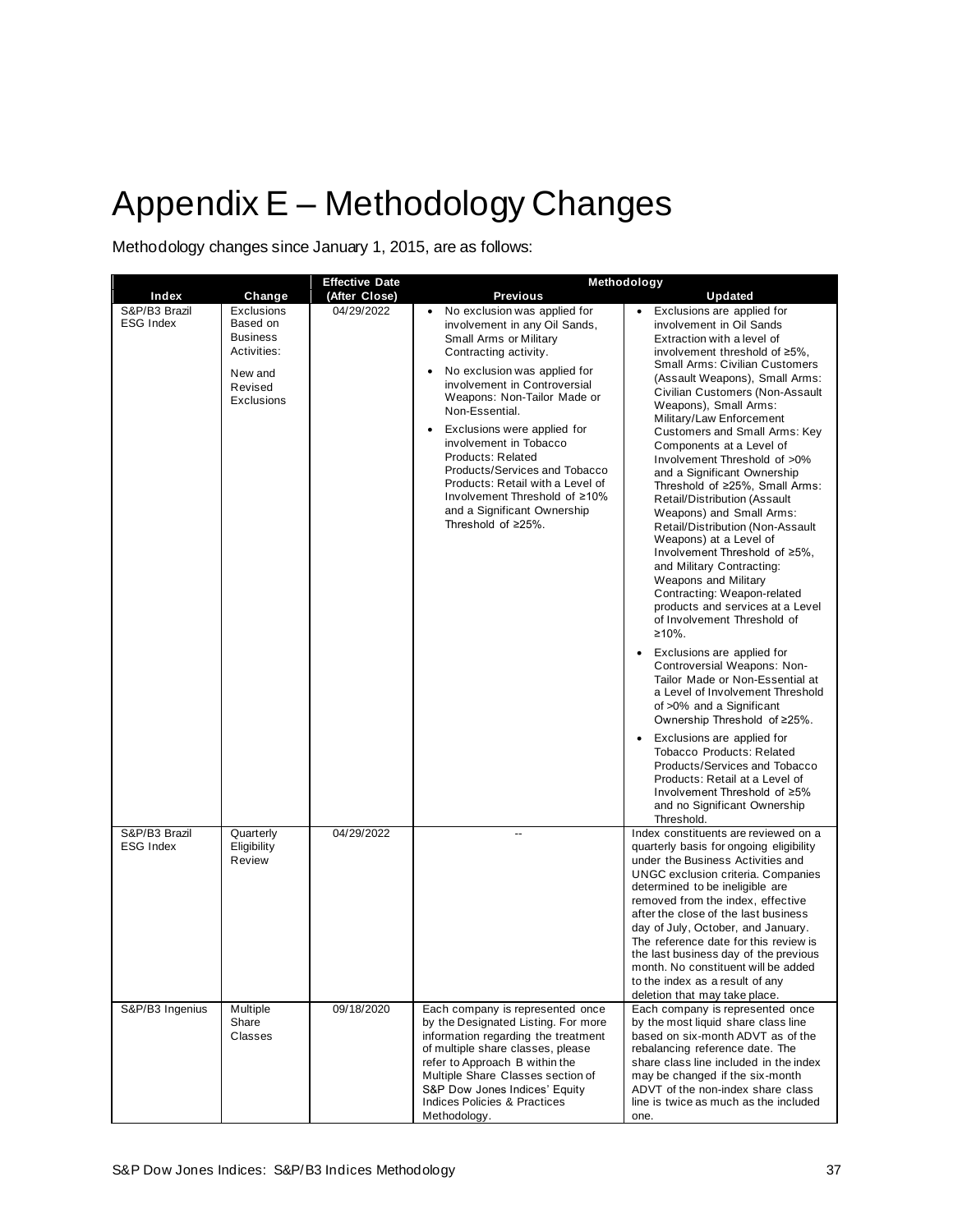# Appendix E – Methodology Changes

Methodology changes since January 1, 2015, are as follows:

| Index | Change | Effective Date (After Close) | Methodology: Previous | Methodology: Updated |
|---|---|---|---|---|
| S&P/B3 Brazil ESG Index | Exclusions Based on Business Activities: New and Revised Exclusions | 04/29/2022 | • No exclusion was applied for involvement in any Oil Sands, Small Arms or Military Contracting activity. <br> • No exclusion was applied for involvement in Controversial Weapons: Non-Tailor Made or Non-Essential. <br> • Exclusions were applied for involvement in Tobacco Products: Related Products/Services and Tobacco Products: Retail with a Level of Involvement Threshold of ≥10% and a Significant Ownership Threshold of ≥25%. | • Exclusions are applied for involvement in Oil Sands Extraction with a level of involvement threshold of ≥5%, Small Arms: Civilian Customers (Assault Weapons), Small Arms: Civilian Customers (Non-Assault Weapons), Small Arms: Military/Law Enforcement Customers and Small Arms: Key Components at a Level of Involvement Threshold of >0% and a Significant Ownership Threshold of ≥25%, Small Arms: Retail/Distribution (Assault Weapons) and Small Arms: Retail/Distribution (Non-Assault Weapons) at a Level of Involvement Threshold of ≥5%, and Military Contracting: Weapons and Military Contracting: Weapon-related products and services at a Level of Involvement Threshold of ≥10%. <br> • Exclusions are applied for Controversial Weapons: Non-Tailor Made or Non-Essential at a Level of Involvement Threshold of >0% and a Significant Ownership Threshold of ≥25%. <br> • Exclusions are applied for Tobacco Products: Related Products/Services and Tobacco Products: Retail at a Level of Involvement Threshold of ≥5% and no Significant Ownership Threshold. |
| S&P/B3 Brazil ESG Index | Quarterly Eligibility Review | 04/29/2022 | -- | Index constituents are reviewed on a quarterly basis for ongoing eligibility under the Business Activities and UNGC exclusion criteria. Companies determined to be ineligible are removed from the index, effective after the close of the last business day of July, October, and January. The reference date for this review is the last business day of the previous month. No constituent will be added to the index as a result of any deletion that may take place. |
| S&P/B3 Ingenius | Multiple Share Classes | 09/18/2020 | Each company is represented once by the Designated Listing. For more information regarding the treatment of multiple share classes, please refer to Approach B within the Multiple Share Classes section of S&P Dow Jones Indices' Equity Indices Policies & Practices Methodology. | Each company is represented once by the most liquid share class line based on six-month ADVT as of the rebalancing reference date. The share class line included in the index may be changed if the six-month ADVT of the non-index share class line is twice as much as the included one. |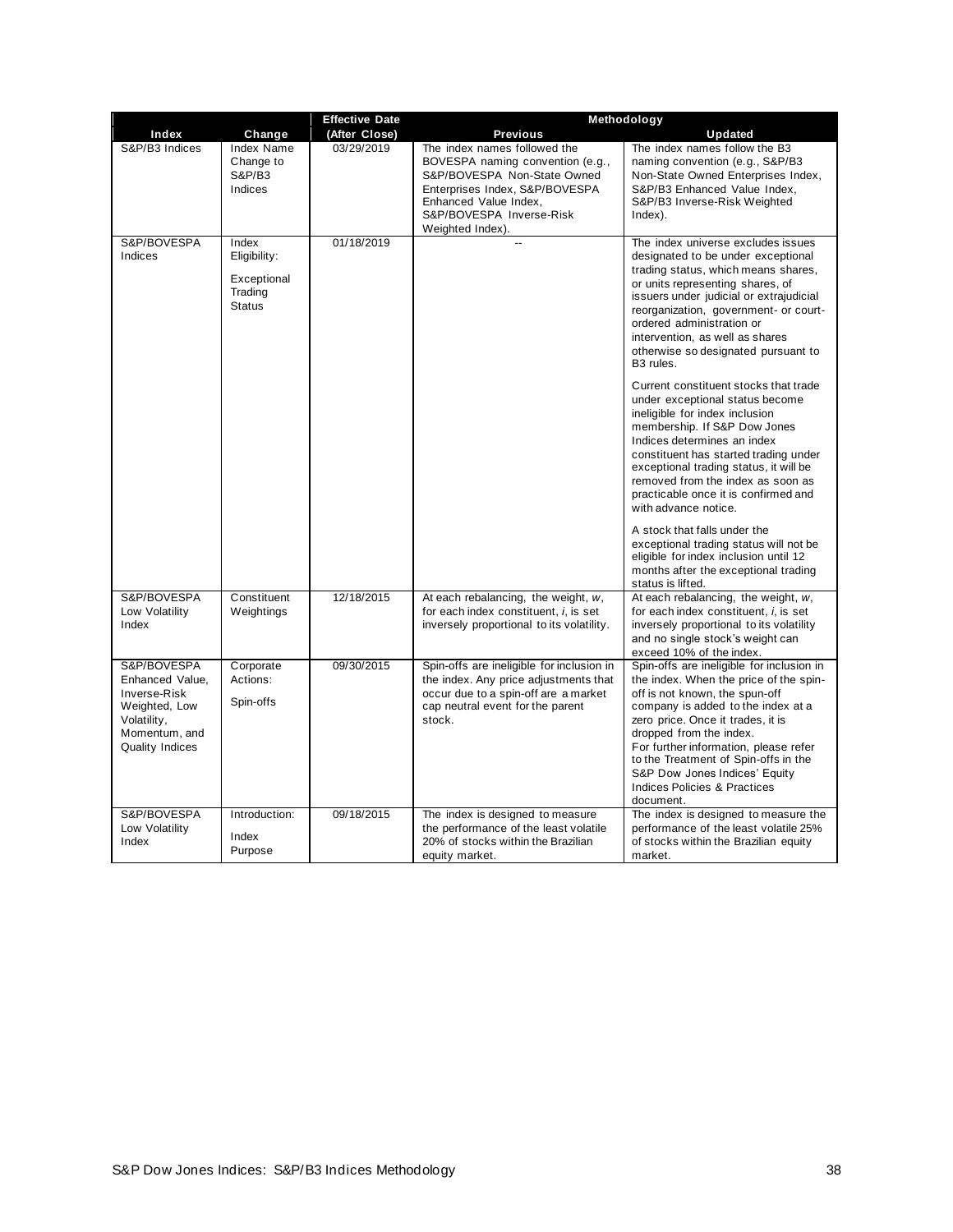| Index | Change | Effective Date (After Close) | Methodology | |
|---|---|---|---|---|
| | | | Previous | Updated |
| S&P/B3 Indices | Index Name Change to S&P/B3 Indices | 03/29/2019 | The index names followed the BOVESPA naming convention (e.g., S&P/BOVESPA Non-State Owned Enterprises Index, S&P/BOVESPA Enhanced Value Index, S&P/BOVESPA Inverse-Risk Weighted Index). | The index names follow the B3 naming convention (e.g., S&P/B3 Non-State Owned Enterprises Index, S&P/B3 Enhanced Value Index, S&P/B3 Inverse-Risk Weighted Index). |
| S&P/BOVESPA Indices | Index Eligibility: Exceptional Trading Status | 01/18/2019 | -- | The index universe excludes issues designated to be under exceptional trading status, which means shares, or units representing shares, of issuers under judicial or extrajudicial reorganization, government- or court-ordered administration or intervention, as well as shares otherwise so designated pursuant to B3 rules.<br><br>Current constituent stocks that trade under exceptional status become ineligible for index inclusion membership. If S&P Dow Jones Indices determines an index constituent has started trading under exceptional trading status, it will be removed from the index as soon as practicable once it is confirmed and with advance notice.<br><br>A stock that falls under the exceptional trading status will not be eligible for index inclusion until 12 months after the exceptional trading status is lifted. |
| S&P/BOVESPA Low Volatility Index | Constituent Weightings | 12/18/2015 | At each rebalancing, the weight, *w*, for each index constituent, *i*, is set inversely proportional to its volatility. | At each rebalancing, the weight, *w*, for each index constituent, *i*, is set inversely proportional to its volatility and no single stock's weight can exceed 10% of the index. |
| S&P/BOVESPA Enhanced Value, Inverse-Risk Weighted, Low Volatility, Momentum, and Quality Indices | Corporate Actions: Spin-offs | 09/30/2015 | Spin-offs are ineligible for inclusion in the index. Any price adjustments that occur due to a spin-off are a market cap neutral event for the parent stock. | Spin-offs are ineligible for inclusion in the index. When the price of the spin-off is not known, the spun-off company is added to the index at a zero price. Once it trades, it is dropped from the index. For further information, please refer to the Treatment of Spin-offs in the S&P Dow Jones Indices' Equity Indices Policies & Practices document. |
| S&P/BOVESPA Low Volatility Index | Introduction: Index Purpose | 09/18/2015 | The index is designed to measure the performance of the least volatile 20% of stocks within the Brazilian equity market. | The index is designed to measure the performance of the least volatile 25% of stocks within the Brazilian equity market. |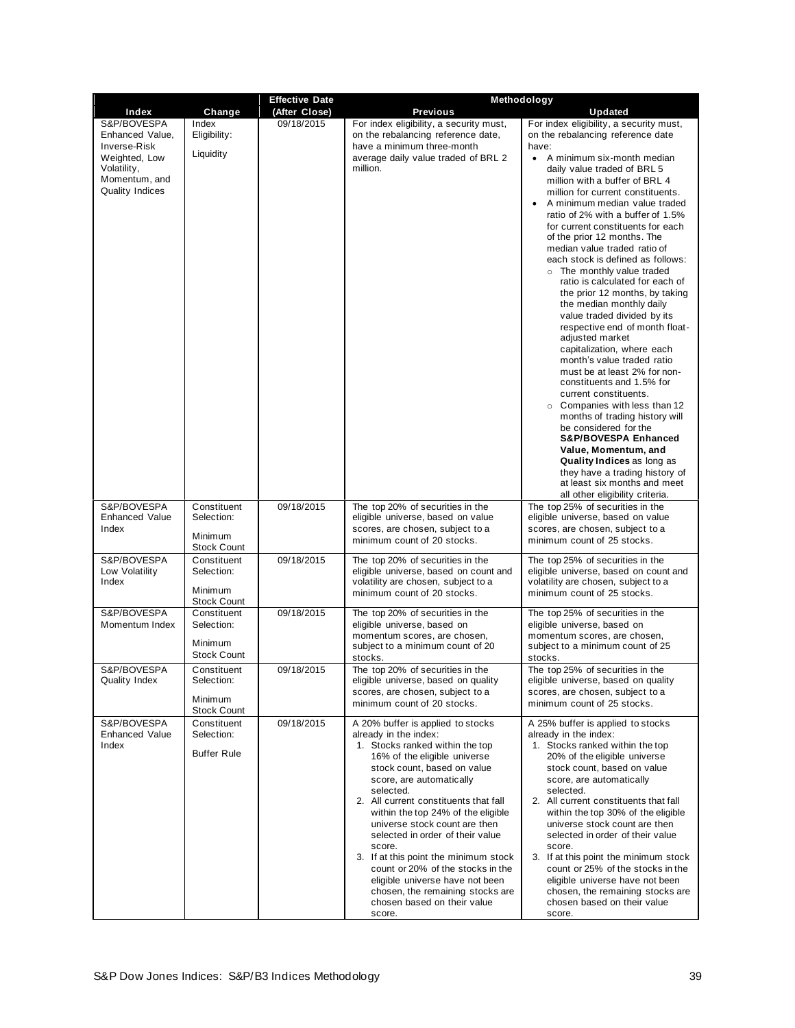| Index | Change | Effective Date (After Close) | Methodology | |
|---|---|---|---|---|
| | | | Previous | Updated |
| S&P/BOVESPA Enhanced Value, Inverse-Risk Weighted, Low Volatility, Momentum, and Quality Indices | Index Eligibility: Liquidity | 09/18/2015 | For index eligibility, a security must, on the rebalancing reference date, have a minimum three-month average daily value traded of BRL 2 million. | For index eligibility, a security must, on the rebalancing reference date have: <br>• A minimum six-month median daily value traded of BRL 5 million with a buffer of BRL 4 million for current constituents. <br>• A minimum median value traded ratio of 2% with a buffer of 1.5% for current constituents for each of the prior 12 months. The median value traded ratio of each stock is defined as follows: <br>○ The monthly value traded ratio is calculated for each of the prior 12 months, by taking the median monthly daily value traded divided by its respective end of month float-adjusted market capitalization, where each month's value traded ratio must be at least 2% for non-constituents and 1.5% for current constituents. <br>○ Companies with less than 12 months of trading history will be considered for the **S&P/BOVESPA Enhanced Value, Momentum, and Quality Indices** as long as they have a trading history of at least six months and meet all other eligibility criteria. |
| S&P/BOVESPA Enhanced Value Index | Constituent Selection: Minimum Stock Count | 09/18/2015 | The top 20% of securities in the eligible universe, based on value scores, are chosen, subject to a minimum count of 20 stocks. | The top 25% of securities in the eligible universe, based on value scores, are chosen, subject to a minimum count of 25 stocks. |
| S&P/BOVESPA Low Volatility Index | Constituent Selection: Minimum Stock Count | 09/18/2015 | The top 20% of securities in the eligible universe, based on count and volatility are chosen, subject to a minimum count of 20 stocks. | The top 25% of securities in the eligible universe, based on count and volatility are chosen, subject to a minimum count of 25 stocks. |
| S&P/BOVESPA Momentum Index | Constituent Selection: Minimum Stock Count | 09/18/2015 | The top 20% of securities in the eligible universe, based on momentum scores, are chosen, subject to a minimum count of 20 stocks. | The top 25% of securities in the eligible universe, based on momentum scores, are chosen, subject to a minimum count of 25 stocks. |
| S&P/BOVESPA Quality Index | Constituent Selection: Minimum Stock Count | 09/18/2015 | The top 20% of securities in the eligible universe, based on quality scores, are chosen, subject to a minimum count of 20 stocks. | The top 25% of securities in the eligible universe, based on quality scores, are chosen, subject to a minimum count of 25 stocks. |
| S&P/BOVESPA Enhanced Value Index | Constituent Selection: Buffer Rule | 09/18/2015 | A 20% buffer is applied to stocks already in the index: <br>1. Stocks ranked within the top 16% of the eligible universe stock count, based on value score, are automatically selected. <br>2. All current constituents that fall within the top 24% of the eligible universe stock count are then selected in order of their value score. <br>3. If at this point the minimum stock count or 20% of the stocks in the eligible universe have not been chosen, the remaining stocks are chosen based on their value score. | A 25% buffer is applied to stocks already in the index: <br>1. Stocks ranked within the top 20% of the eligible universe stock count, based on value score, are automatically selected. <br>2. All current constituents that fall within the top 30% of the eligible universe stock count are then selected in order of their value score. <br>3. If at this point the minimum stock count or 25% of the stocks in the eligible universe have not been chosen, the remaining stocks are chosen based on their value score. |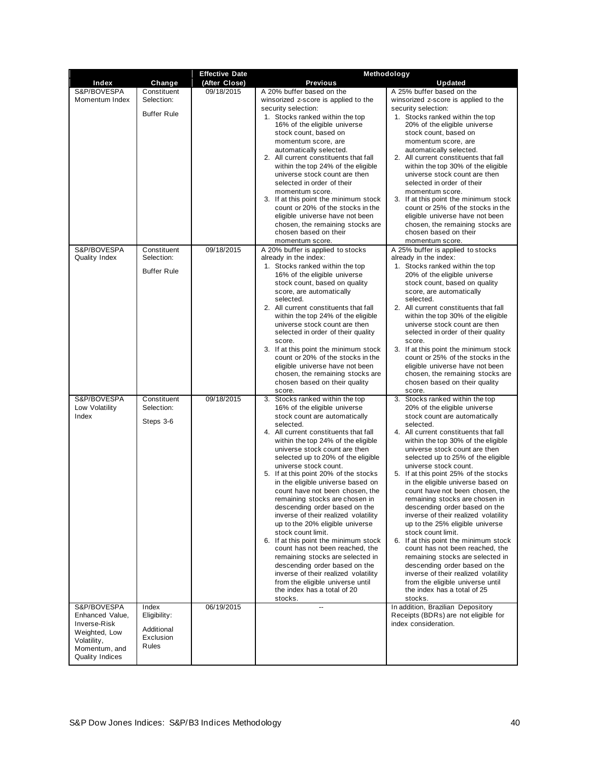| Index | Change | Effective Date (After Close) | Methodology | |
|---|---|---|---|---|
| | | | **Previous** | **Updated** |
| S&P/BOVESPA Momentum Index | Constituent Selection: Buffer Rule | 09/18/2015 | A 20% buffer based on the winsorized z-score is applied to the security selection: 1. Stocks ranked within the top 16% of the eligible universe stock count, based on momentum score, are automatically selected. 2. All current constituents that fall within the top 24% of the eligible universe stock count are then selected in order of their momentum score. 3. If at this point the minimum stock count or 20% of the stocks in the eligible universe have not been chosen, the remaining stocks are chosen based on their momentum score. | A 25% buffer based on the winsorized z-score is applied to the security selection: 1. Stocks ranked within the top 20% of the eligible universe stock count, based on momentum score, are automatically selected. 2. All current constituents that fall within the top 30% of the eligible universe stock count are then selected in order of their momentum score. 3. If at this point the minimum stock count or 25% of the stocks in the eligible universe have not been chosen, the remaining stocks are chosen based on their momentum score. |
| S&P/BOVESPA Quality Index | Constituent Selection: Buffer Rule | 09/18/2015 | A 20% buffer is applied to stocks already in the index: 1. Stocks ranked within the top 16% of the eligible universe stock count, based on quality score, are automatically selected. 2. All current constituents that fall within the top 24% of the eligible universe stock count are then selected in order of their quality score. 3. If at this point the minimum stock count or 20% of the stocks in the eligible universe have not been chosen, the remaining stocks are chosen based on their quality score. | A 25% buffer is applied to stocks already in the index: 1. Stocks ranked within the top 20% of the eligible universe stock count, based on quality score, are automatically selected. 2. All current constituents that fall within the top 30% of the eligible universe stock count are then selected in order of their quality score. 3. If at this point the minimum stock count or 25% of the stocks in the eligible universe have not been chosen, the remaining stocks are chosen based on their quality score. |
| S&P/BOVESPA Low Volatility Index | Constituent Selection: Steps 3-6 | 09/18/2015 | 3. Stocks ranked within the top 16% of the eligible universe stock count are automatically selected. 4. All current constituents that fall within the top 24% of the eligible universe stock count are then selected up to 20% of the eligible universe stock count. 5. If at this point 20% of the stocks in the eligible universe based on count have not been chosen, the remaining stocks are chosen in descending order based on the inverse of their realized volatility up to the 20% eligible universe stock count limit. 6. If at this point the minimum stock count has not been reached, the remaining stocks are selected in descending order based on the inverse of their realized volatility from the eligible universe until the index has a total of 20 stocks. | 3. Stocks ranked within the top 20% of the eligible universe stock count are automatically selected. 4. All current constituents that fall within the top 30% of the eligible universe stock count are then selected up to 25% of the eligible universe stock count. 5. If at this point 25% of the stocks in the eligible universe based on count have not been chosen, the remaining stocks are chosen in descending order based on the inverse of their realized volatility up to the 25% eligible universe stock count limit. 6. If at this point the minimum stock count has not been reached, the remaining stocks are selected in descending order based on the inverse of their realized volatility from the eligible universe until the index has a total of 25 stocks. |
| S&P/BOVESPA Enhanced Value, Inverse-Risk Weighted, Low Volatility, Momentum, and Quality Indices | Index Eligibility: Additional Exclusion Rules | 06/19/2015 | -- | In addition, Brazilian Depository Receipts (BDRs) are not eligible for index consideration. |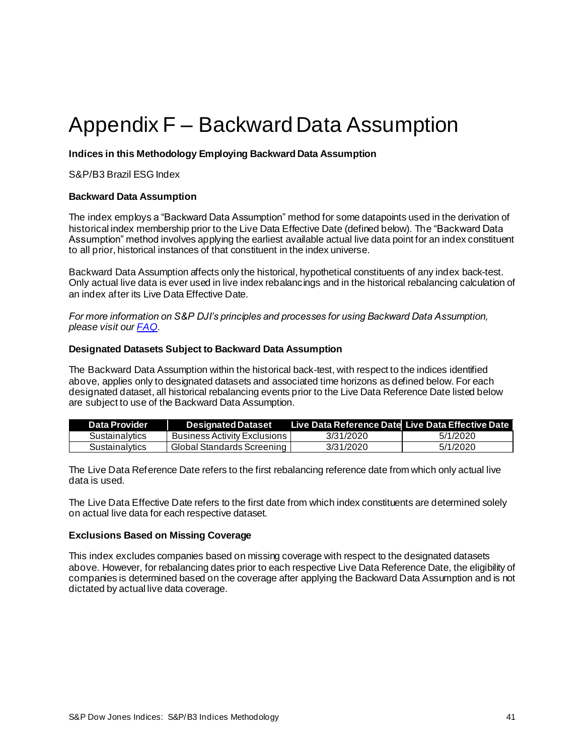# Appendix F – Backward Data Assumption

**Indices in this Methodology Employing Backward Data Assumption**

S&P/B3 Brazil ESG Index

**Backward Data Assumption**

The index employs a "Backward Data Assumption" method for some datapoints used in the derivation of historical index membership prior to the Live Data Effective Date (defined below). The "Backward Data Assumption" method involves applying the earliest available actual live data point for an index constituent to all prior, historical instances of that constituent in the index universe.

Backward Data Assumption affects only the historical, hypothetical constituents of any index back-test. Only actual live data is ever used in live index rebalancings and in the historical rebalancing calculation of an index after its Live Data Effective Date.

*For more information on S&P DJI's principles and processes for using Backward Data Assumption, please visit our [FAQ](FAQ).*

**Designated Datasets Subject to Backward Data Assumption**

The Backward Data Assumption within the historical back-test, with respect to the indices identified above, applies only to designated datasets and associated time horizons as defined below. For each designated dataset, all historical rebalancing events prior to the Live Data Reference Date listed below are subject to use of the Backward Data Assumption.

| Data Provider | Designated Dataset | Live Data Reference Date | Live Data Effective Date |
|---|---|---|---|
| Sustainalytics | Business Activity Exclusions | 3/31/2020 | 5/1/2020 |
| Sustainalytics | Global Standards Screening | 3/31/2020 | 5/1/2020 |

The Live Data Reference Date refers to the first rebalancing reference date from which only actual live data is used.

The Live Data Effective Date refers to the first date from which index constituents are determined solely on actual live data for each respective dataset.

**Exclusions Based on Missing Coverage**

This index excludes companies based on missing coverage with respect to the designated datasets above. However, for rebalancing dates prior to each respective Live Data Reference Date, the eligibility of companies is determined based on the coverage after applying the Backward Data Assumption and is not dictated by actual live data coverage.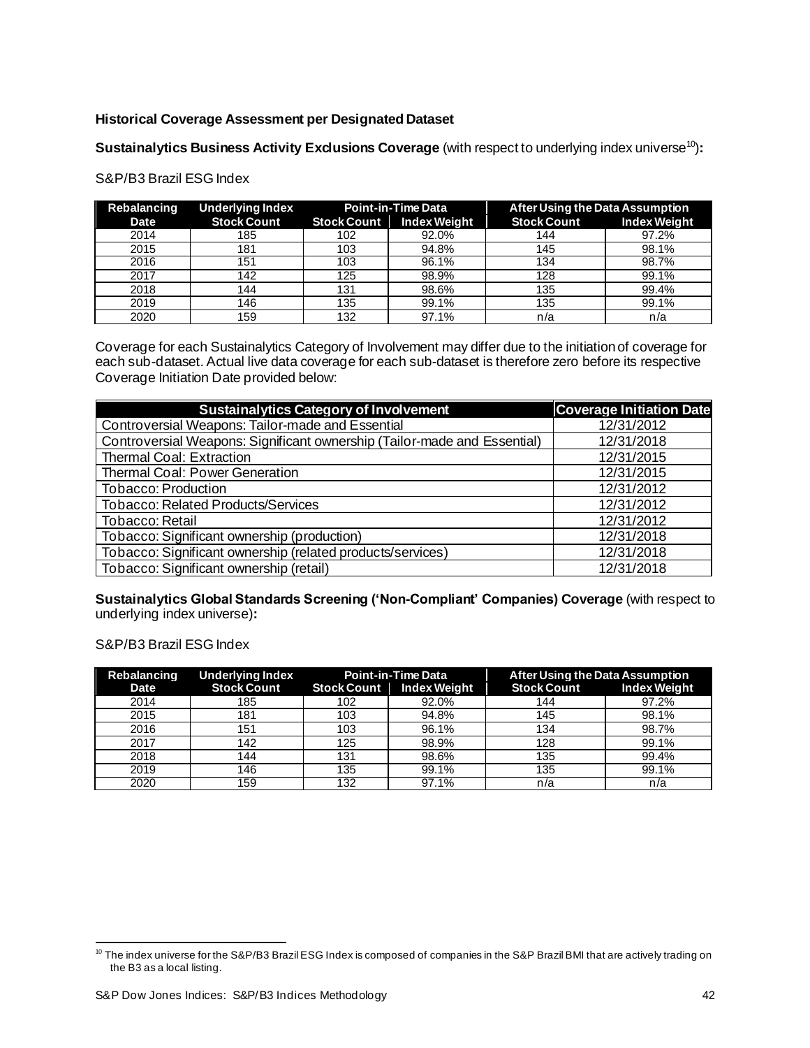### Historical Coverage Assessment per Designated Dataset

**Sustainalytics Business Activity Exclusions Coverage** (with respect to underlying index universe[10])**:**

S&P/B3 Brazil ESG Index

| Rebalancing Date | Underlying Index Stock Count | Point-in-Time Data | | After Using the Data Assumption | |
|---|---|---|---|---|---|
| | | Stock Count | Index Weight | Stock Count | Index Weight |
| 2014 | 185 | 102 | 92.0% | 144 | 97.2% |
| 2015 | 181 | 103 | 94.8% | 145 | 98.1% |
| 2016 | 151 | 103 | 96.1% | 134 | 98.7% |
| 2017 | 142 | 125 | 98.9% | 128 | 99.1% |
| 2018 | 144 | 131 | 98.6% | 135 | 99.4% |
| 2019 | 146 | 135 | 99.1% | 135 | 99.1% |
| 2020 | 159 | 132 | 97.1% | n/a | n/a |

Coverage for each Sustainalytics Category of Involvement may differ due to the initiation of coverage for each sub-dataset. Actual live data coverage for each sub-dataset is therefore zero before its respective Coverage Initiation Date provided below:

| Sustainalytics Category of Involvement | Coverage Initiation Date |
|---|---|
| Controversial Weapons: Tailor-made and Essential | 12/31/2012 |
| Controversial Weapons: Significant ownership (Tailor-made and Essential) | 12/31/2018 |
| Thermal Coal: Extraction | 12/31/2015 |
| Thermal Coal: Power Generation | 12/31/2015 |
| Tobacco: Production | 12/31/2012 |
| Tobacco: Related Products/Services | 12/31/2012 |
| Tobacco: Retail | 12/31/2012 |
| Tobacco: Significant ownership (production) | 12/31/2018 |
| Tobacco: Significant ownership (related products/services) | 12/31/2018 |
| Tobacco: Significant ownership (retail) | 12/31/2018 |

**Sustainalytics Global Standards Screening ('Non-Compliant' Companies) Coverage** (with respect to underlying index universe)**:**

S&P/B3 Brazil ESG Index

| Rebalancing Date | Underlying Index Stock Count | Point-in-Time Data | | After Using the Data Assumption | |
|---|---|---|---|---|---|
| | | Stock Count | Index Weight | Stock Count | Index Weight |
| 2014 | 185 | 102 | 92.0% | 144 | 97.2% |
| 2015 | 181 | 103 | 94.8% | 145 | 98.1% |
| 2016 | 151 | 103 | 96.1% | 134 | 98.7% |
| 2017 | 142 | 125 | 98.9% | 128 | 99.1% |
| 2018 | 144 | 131 | 98.6% | 135 | 99.4% |
| 2019 | 146 | 135 | 99.1% | 135 | 99.1% |
| 2020 | 159 | 132 | 97.1% | n/a | n/a |

[10] The index universe for the S&P/B3 Brazil ESG Index is composed of companies in the S&P Brazil BMI that are actively trading on the B3 as a local listing.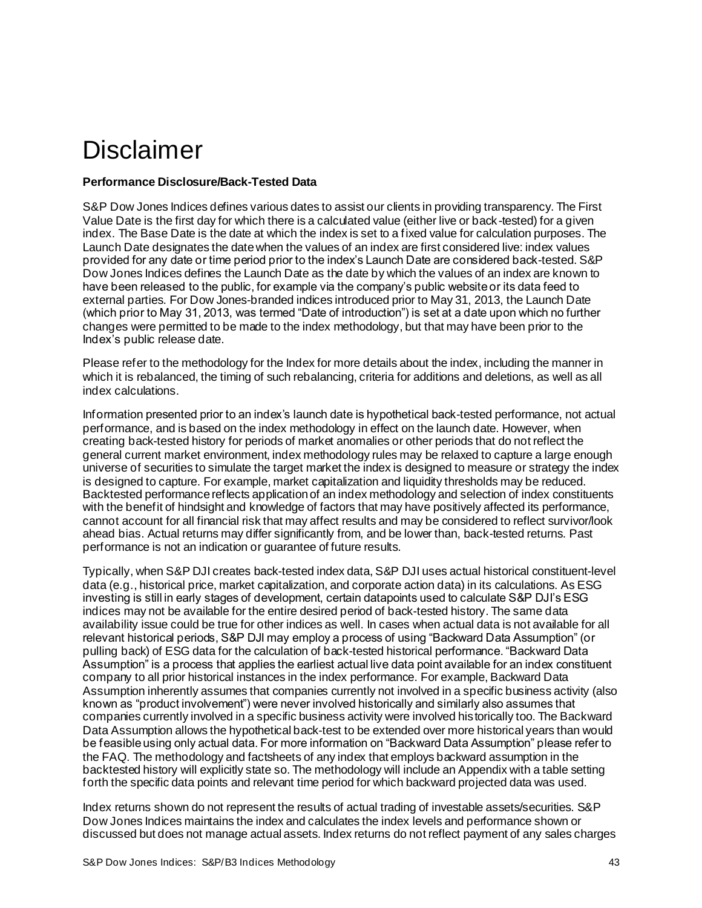# Disclaimer

**Performance Disclosure/Back-Tested Data**

S&P Dow Jones Indices defines various dates to assist our clients in providing transparency. The First Value Date is the first day for which there is a calculated value (either live or back-tested) for a given index. The Base Date is the date at which the index is set to a fixed value for calculation purposes. The Launch Date designates the date when the values of an index are first considered live: index values provided for any date or time period prior to the index's Launch Date are considered back-tested. S&P Dow Jones Indices defines the Launch Date as the date by which the values of an index are known to have been released to the public, for example via the company's public website or its data feed to external parties. For Dow Jones-branded indices introduced prior to May 31, 2013, the Launch Date (which prior to May 31, 2013, was termed "Date of introduction") is set at a date upon which no further changes were permitted to be made to the index methodology, but that may have been prior to the Index's public release date.

Please refer to the methodology for the Index for more details about the index, including the manner in which it is rebalanced, the timing of such rebalancing, criteria for additions and deletions, as well as all index calculations.

Information presented prior to an index's launch date is hypothetical back-tested performance, not actual performance, and is based on the index methodology in effect on the launch date. However, when creating back-tested history for periods of market anomalies or other periods that do not reflect the general current market environment, index methodology rules may be relaxed to capture a large enough universe of securities to simulate the target market the index is designed to measure or strategy the index is designed to capture. For example, market capitalization and liquidity thresholds may be reduced. Backtested performance reflects application of an index methodology and selection of index constituents with the benefit of hindsight and knowledge of factors that may have positively affected its performance, cannot account for all financial risk that may affect results and may be considered to reflect survivor/look ahead bias. Actual returns may differ significantly from, and be lower than, back-tested returns. Past performance is not an indication or guarantee of future results.

Typically, when S&P DJI creates back-tested index data, S&P DJI uses actual historical constituent-level data (e.g., historical price, market capitalization, and corporate action data) in its calculations. As ESG investing is still in early stages of development, certain datapoints used to calculate S&P DJI's ESG indices may not be available for the entire desired period of back-tested history. The same data availability issue could be true for other indices as well. In cases when actual data is not available for all relevant historical periods, S&P DJI may employ a process of using "Backward Data Assumption" (or pulling back) of ESG data for the calculation of back-tested historical performance. "Backward Data Assumption" is a process that applies the earliest actual live data point available for an index constituent company to all prior historical instances in the index performance. For example, Backward Data Assumption inherently assumes that companies currently not involved in a specific business activity (also known as "product involvement") were never involved historically and similarly also assumes that companies currently involved in a specific business activity were involved historically too. The Backward Data Assumption allows the hypothetical back-test to be extended over more historical years than would be feasible using only actual data. For more information on "Backward Data Assumption" please refer to the FAQ. The methodology and factsheets of any index that employs backward assumption in the backtested history will explicitly state so. The methodology will include an Appendix with a table setting forth the specific data points and relevant time period for which backward projected data was used.

Index returns shown do not represent the results of actual trading of investable assets/securities. S&P Dow Jones Indices maintains the index and calculates the index levels and performance shown or discussed but does not manage actual assets. Index returns do not reflect payment of any sales charges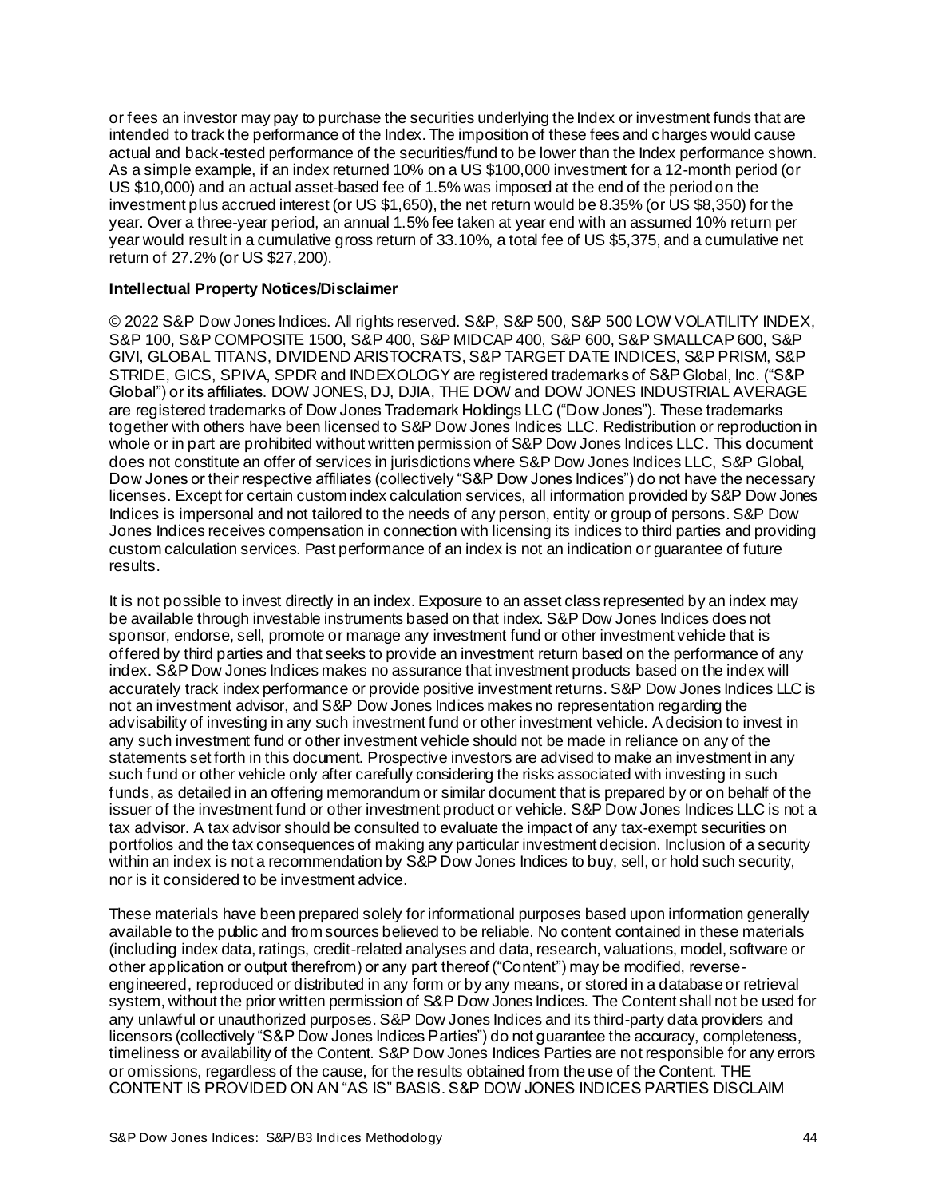or fees an investor may pay to purchase the securities underlying the Index or investment funds that are intended to track the performance of the Index. The imposition of these fees and charges would cause actual and back-tested performance of the securities/fund to be lower than the Index performance shown. As a simple example, if an index returned 10% on a US $100,000 investment for a 12-month period (or US $10,000) and an actual asset-based fee of 1.5% was imposed at the end of the period on the investment plus accrued interest (or US $1,650), the net return would be 8.35% (or US $8,350) for the year. Over a three-year period, an annual 1.5% fee taken at year end with an assumed 10% return per year would result in a cumulative gross return of 33.10%, a total fee of US $5,375, and a cumulative net return of 27.2% (or US $27,200).

**Intellectual Property Notices/Disclaimer**

© 2022 S&P Dow Jones Indices. All rights reserved. S&P, S&P 500, S&P 500 LOW VOLATILITY INDEX, S&P 100, S&P COMPOSITE 1500, S&P 400, S&P MIDCAP 400, S&P 600, S&P SMALLCAP 600, S&P GIVI, GLOBAL TITANS, DIVIDEND ARISTOCRATS, S&P TARGET DATE INDICES, S&P PRISM, S&P STRIDE, GICS, SPIVA, SPDR and INDEXOLOGY are registered trademarks of S&P Global, Inc. ("S&P Global") or its affiliates. DOW JONES, DJ, DJIA, THE DOW and DOW JONES INDUSTRIAL AVERAGE are registered trademarks of Dow Jones Trademark Holdings LLC ("Dow Jones"). These trademarks together with others have been licensed to S&P Dow Jones Indices LLC. Redistribution or reproduction in whole or in part are prohibited without written permission of S&P Dow Jones Indices LLC. This document does not constitute an offer of services in jurisdictions where S&P Dow Jones Indices LLC, S&P Global, Dow Jones or their respective affiliates (collectively "S&P Dow Jones Indices") do not have the necessary licenses. Except for certain custom index calculation services, all information provided by S&P Dow Jones Indices is impersonal and not tailored to the needs of any person, entity or group of persons. S&P Dow Jones Indices receives compensation in connection with licensing its indices to third parties and providing custom calculation services. Past performance of an index is not an indication or guarantee of future results.

It is not possible to invest directly in an index. Exposure to an asset class represented by an index may be available through investable instruments based on that index. S&P Dow Jones Indices does not sponsor, endorse, sell, promote or manage any investment fund or other investment vehicle that is offered by third parties and that seeks to provide an investment return based on the performance of any index. S&P Dow Jones Indices makes no assurance that investment products based on the index will accurately track index performance or provide positive investment returns. S&P Dow Jones Indices LLC is not an investment advisor, and S&P Dow Jones Indices makes no representation regarding the advisability of investing in any such investment fund or other investment vehicle. A decision to invest in any such investment fund or other investment vehicle should not be made in reliance on any of the statements set forth in this document. Prospective investors are advised to make an investment in any such fund or other vehicle only after carefully considering the risks associated with investing in such funds, as detailed in an offering memorandum or similar document that is prepared by or on behalf of the issuer of the investment fund or other investment product or vehicle. S&P Dow Jones Indices LLC is not a tax advisor. A tax advisor should be consulted to evaluate the impact of any tax-exempt securities on portfolios and the tax consequences of making any particular investment decision. Inclusion of a security within an index is not a recommendation by S&P Dow Jones Indices to buy, sell, or hold such security, nor is it considered to be investment advice.

These materials have been prepared solely for informational purposes based upon information generally available to the public and from sources believed to be reliable. No content contained in these materials (including index data, ratings, credit-related analyses and data, research, valuations, model, software or other application or output therefrom) or any part thereof ("Content") may be modified, reverse-engineered, reproduced or distributed in any form or by any means, or stored in a database or retrieval system, without the prior written permission of S&P Dow Jones Indices. The Content shall not be used for any unlawful or unauthorized purposes. S&P Dow Jones Indices and its third-party data providers and licensors (collectively "S&P Dow Jones Indices Parties") do not guarantee the accuracy, completeness, timeliness or availability of the Content. S&P Dow Jones Indices Parties are not responsible for any errors or omissions, regardless of the cause, for the results obtained from the use of the Content. THE CONTENT IS PROVIDED ON AN "AS IS" BASIS. S&P DOW JONES INDICES PARTIES DISCLAIM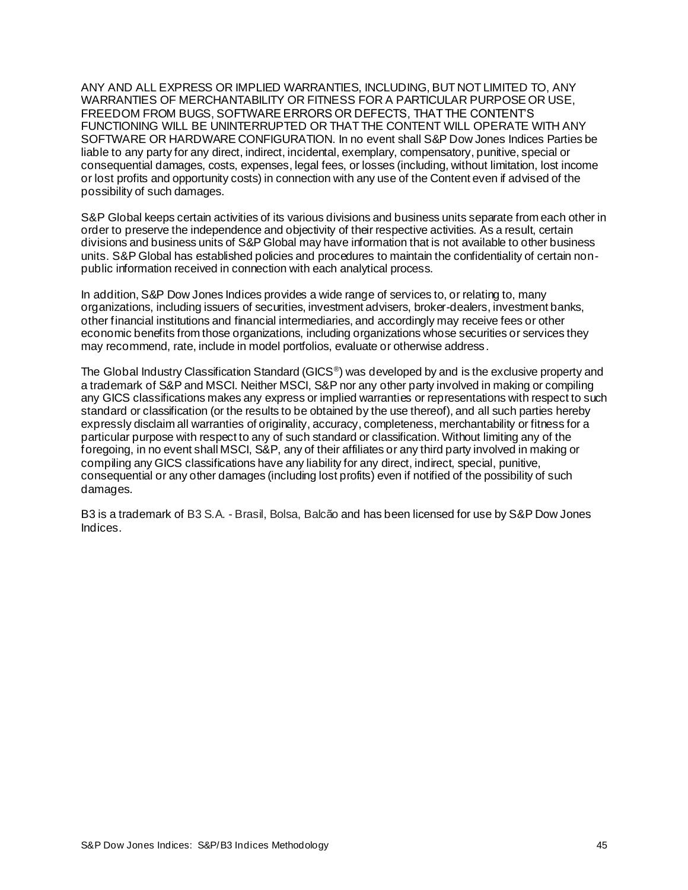ANY AND ALL EXPRESS OR IMPLIED WARRANTIES, INCLUDING, BUT NOT LIMITED TO, ANY WARRANTIES OF MERCHANTABILITY OR FITNESS FOR A PARTICULAR PURPOSE OR USE, FREEDOM FROM BUGS, SOFTWARE ERRORS OR DEFECTS, THAT THE CONTENT'S FUNCTIONING WILL BE UNINTERRUPTED OR THAT THE CONTENT WILL OPERATE WITH ANY SOFTWARE OR HARDWARE CONFIGURATION. In no event shall S&P Dow Jones Indices Parties be liable to any party for any direct, indirect, incidental, exemplary, compensatory, punitive, special or consequential damages, costs, expenses, legal fees, or losses (including, without limitation, lost income or lost profits and opportunity costs) in connection with any use of the Content even if advised of the possibility of such damages.

S&P Global keeps certain activities of its various divisions and business units separate from each other in order to preserve the independence and objectivity of their respective activities. As a result, certain divisions and business units of S&P Global may have information that is not available to other business units. S&P Global has established policies and procedures to maintain the confidentiality of certain non-public information received in connection with each analytical process.

In addition, S&P Dow Jones Indices provides a wide range of services to, or relating to, many organizations, including issuers of securities, investment advisers, broker-dealers, investment banks, other financial institutions and financial intermediaries, and accordingly may receive fees or other economic benefits from those organizations, including organizations whose securities or services they may recommend, rate, include in model portfolios, evaluate or otherwise address.

The Global Industry Classification Standard (GICS®) was developed by and is the exclusive property and a trademark of S&P and MSCI. Neither MSCI, S&P nor any other party involved in making or compiling any GICS classifications makes any express or implied warranties or representations with respect to such standard or classification (or the results to be obtained by the use thereof), and all such parties hereby expressly disclaim all warranties of originality, accuracy, completeness, merchantability or fitness for a particular purpose with respect to any of such standard or classification. Without limiting any of the foregoing, in no event shall MSCI, S&P, any of their affiliates or any third party involved in making or compiling any GICS classifications have any liability for any direct, indirect, special, punitive, consequential or any other damages (including lost profits) even if notified of the possibility of such damages.

B3 is a trademark of B3 S.A. - Brasil, Bolsa, Balcão and has been licensed for use by S&P Dow Jones Indices.